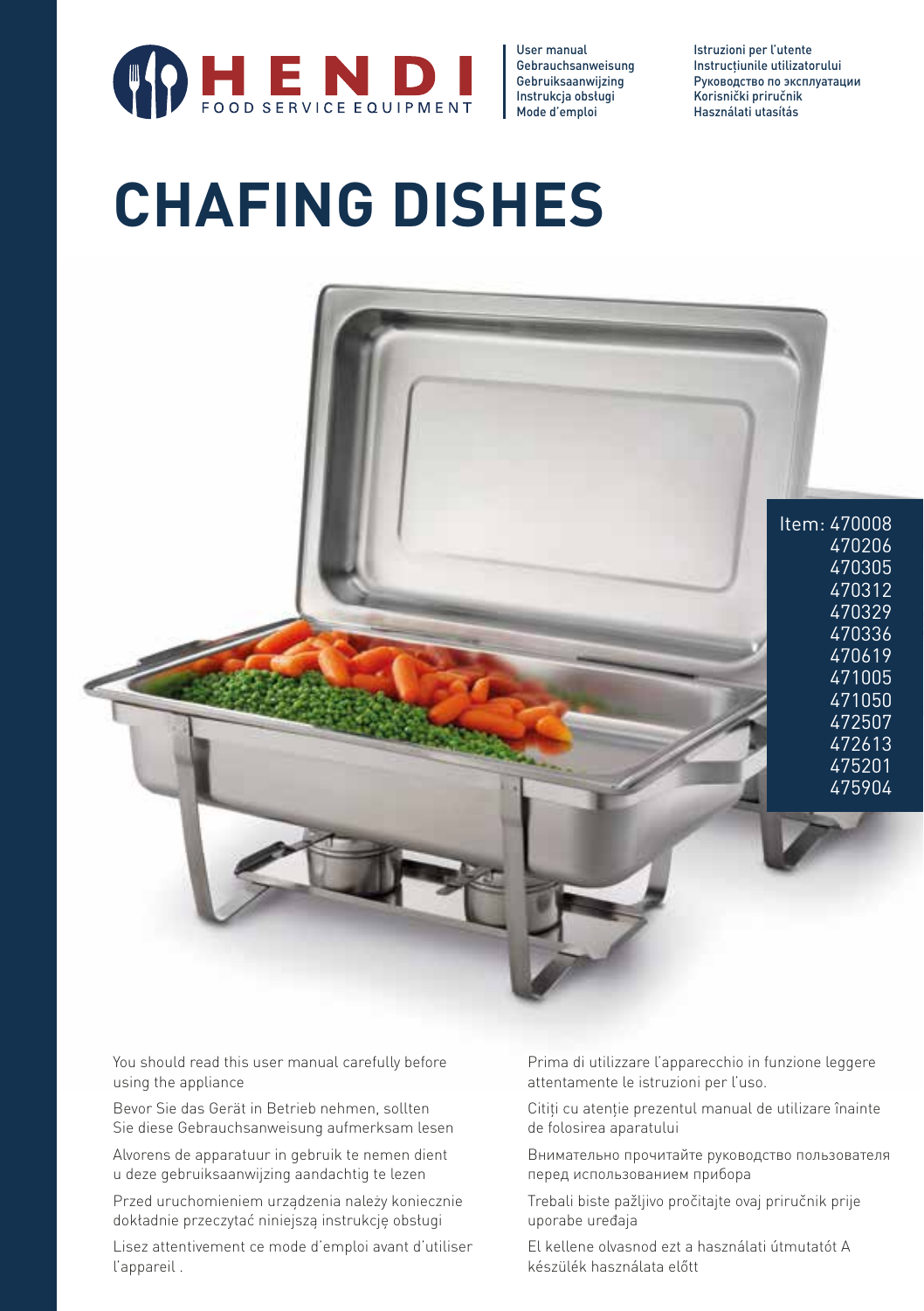HENDI
FOOD SERVICE EQUIPMENT

User manual
Gebrauchsanweisung
Gebruiksaanwijzing
Instrukcja obsługi
Mode d'emploi

Istruzioni per l'utente
Instrucțiunile utilizatorului
Руководство по эксплуатации
Korisnički priručnik
Használati utasítás

# CHAFING DISHES

Item: 470008
470206
470305
470312
470329
470336
470619
471005
471050
472507
472613
475201
475904

You should read this user manual carefully before using the appliance

Bevor Sie das Gerät in Betrieb nehmen, sollten Sie diese Gebrauchsanweisung aufmerksam lesen

Alvorens de apparatuur in gebruik te nemen dient u deze gebruiksaanwijzing aandachtig te lezen

Przed uruchomieniem urządzenia należy koniecznie dokładnie przeczytać niniejszą instrukcję obsługi

Lisez attentivement ce mode d'emploi avant d'utiliser l'appareil .

Prima di utilizzare l'apparecchio in funzione leggere attentamente le istruzioni per l'uso.

Citiți cu atenție prezentul manual de utilizare înainte de folosirea aparatului

Внимательно прочитайте руководство пользователя перед использованием прибора

Trebali biste pažljivo pročitajte ovaj priručnik prije uporabe uređaja

El kellene olvasnod ezt a használati útmutatót A készülék használata előtt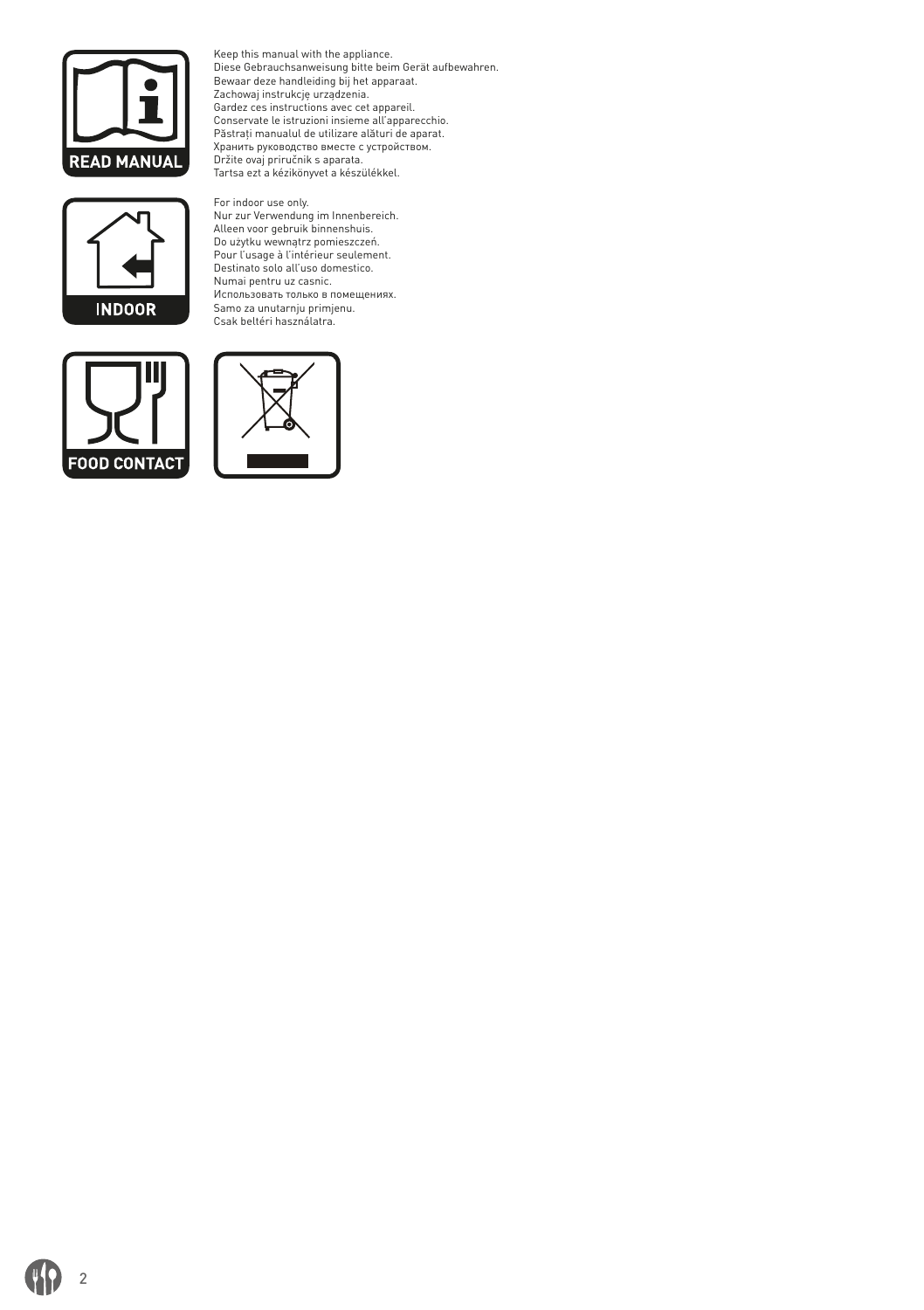READ MANUAL

Keep this manual with the appliance.
Diese Gebrauchsanweisung bitte beim Gerät aufbewahren.
Bewaar deze handleiding bij het apparaat.
Zachowaj instrukcję urządzenia.
Gardez ces instructions avec cet appareil.
Conservate le istruzioni insieme all'apparecchio.
Păstrați manualul de utilizare alături de aparat.
Хранить руководство вместе с устройством.
Držite ovaj priručnik s aparata.
Tartsa ezt a kézikönyvet a készülékkel.

INDOOR

For indoor use only.
Nur zur Verwendung im Innenbereich.
Alleen voor gebruik binnenshuis.
Do użytku wewnątrz pomieszczeń.
Pour l'usage à l'intérieur seulement.
Destinato solo all'uso domestico.
Numai pentru uz casnic.
Использовать только в помещениях.
Samo za unutarnju primjenu.
Csak beltéri használatra.

FOOD CONTACT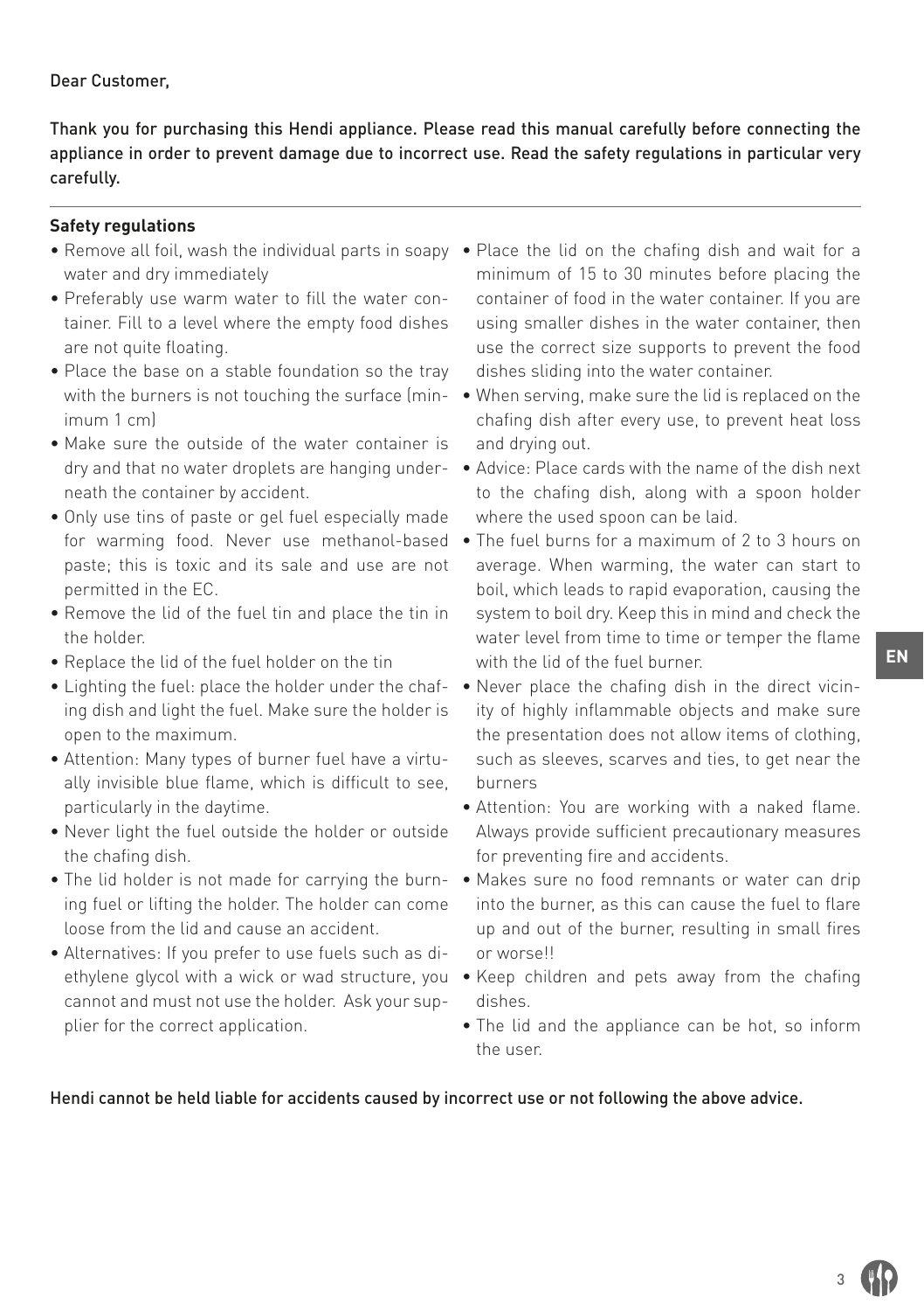Dear Customer,

Thank you for purchasing this Hendi appliance. Please read this manual carefully before connecting the appliance in order to prevent damage due to incorrect use. Read the safety regulations in particular very carefully.

**Safety regulations**

- Remove all foil, wash the individual parts in soapy water and dry immediately
- Preferably use warm water to fill the water container. Fill to a level where the empty food dishes are not quite floating.
- Place the base on a stable foundation so the tray with the burners is not touching the surface (minimum 1 cm)
- Make sure the outside of the water container is dry and that no water droplets are hanging underneath the container by accident.
- Only use tins of paste or gel fuel especially made for warming food. Never use methanol-based paste; this is toxic and its sale and use are not permitted in the EC.
- Remove the lid of the fuel tin and place the tin in the holder.
- Replace the lid of the fuel holder on the tin
- Lighting the fuel: place the holder under the chafing dish and light the fuel. Make sure the holder is open to the maximum.
- Attention: Many types of burner fuel have a virtually invisible blue flame, which is difficult to see, particularly in the daytime.
- Never light the fuel outside the holder or outside the chafing dish.
- The lid holder is not made for carrying the burning fuel or lifting the holder. The holder can come loose from the lid and cause an accident.
- Alternatives: If you prefer to use fuels such as diethylene glycol with a wick or wad structure, you cannot and must not use the holder. Ask your supplier for the correct application.
- Place the lid on the chafing dish and wait for a minimum of 15 to 30 minutes before placing the container of food in the water container. If you are using smaller dishes in the water container, then use the correct size supports to prevent the food dishes sliding into the water container.
- When serving, make sure the lid is replaced on the chafing dish after every use, to prevent heat loss and drying out.
- Advice: Place cards with the name of the dish next to the chafing dish, along with a spoon holder where the used spoon can be laid.
- The fuel burns for a maximum of 2 to 3 hours on average. When warming, the water can start to boil, which leads to rapid evaporation, causing the system to boil dry. Keep this in mind and check the water level from time to time or temper the flame with the lid of the fuel burner.
- Never place the chafing dish in the direct vicinity of highly inflammable objects and make sure the presentation does not allow items of clothing, such as sleeves, scarves and ties, to get near the burners
- Attention: You are working with a naked flame. Always provide sufficient precautionary measures for preventing fire and accidents.
- Makes sure no food remnants or water can drip into the burner, as this can cause the fuel to flare up and out of the burner, resulting in small fires or worse!!
- Keep children and pets away from the chafing dishes.
- The lid and the appliance can be hot, so inform the user.

Hendi cannot be held liable for accidents caused by incorrect use or not following the above advice.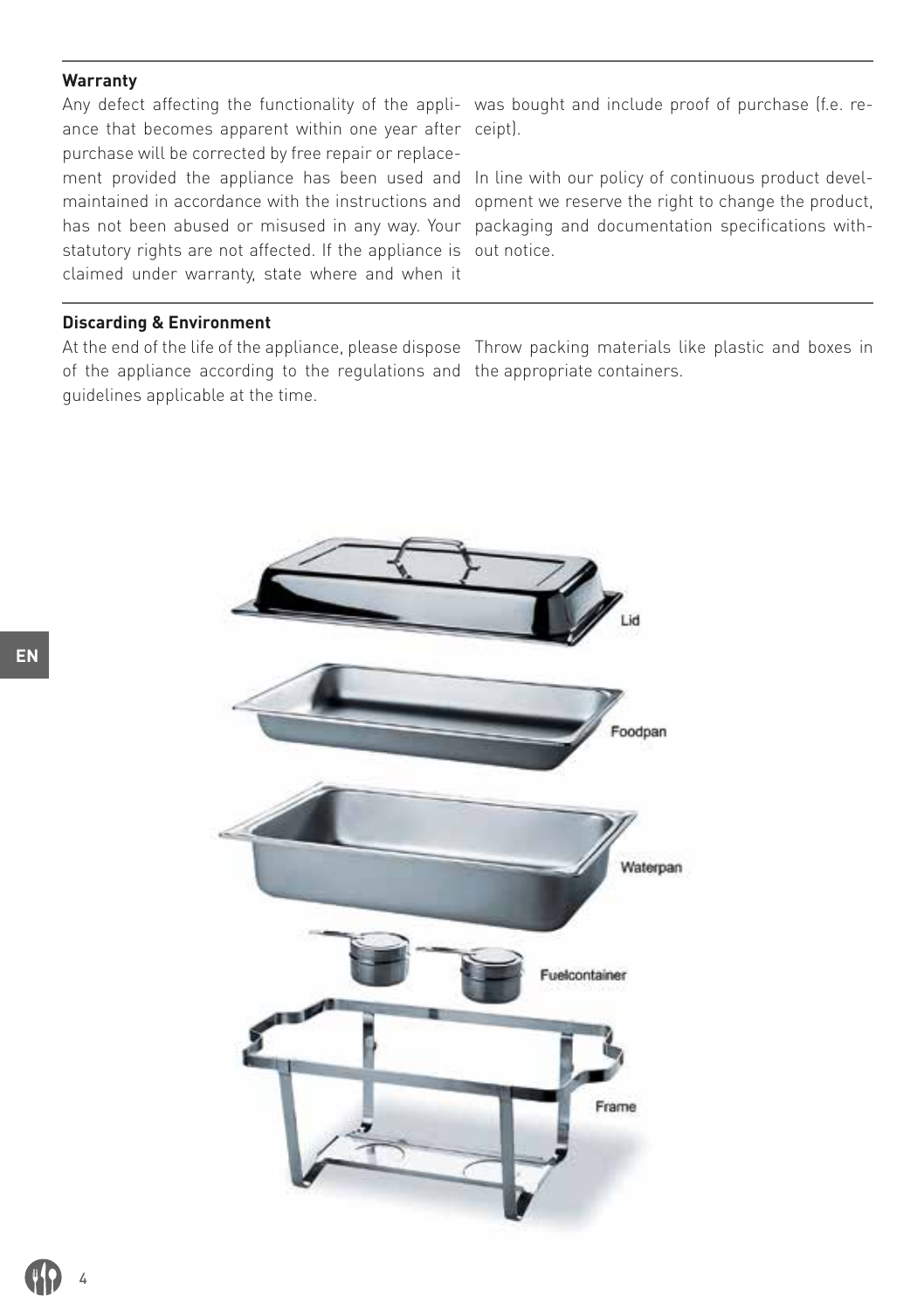## Warranty

Any defect affecting the functionality of the appliance that becomes apparent within one year after purchase will be corrected by free repair or replacement provided the appliance has been used and maintained in accordance with the instructions and has not been abused or misused in any way. Your statutory rights are not affected. If the appliance is claimed under warranty, state where and when it was bought and include proof of purchase (f.e. receipt).

In line with our policy of continuous product development we reserve the right to change the product, packaging and documentation specifications without notice.

## Discarding & Environment

At the end of the life of the appliance, please dispose of the appliance according to the regulations and guidelines applicable at the time.

Throw packing materials like plastic and boxes in the appropriate containers.

Lid

Foodpan

Waterpan

Fuelcontainer

Frame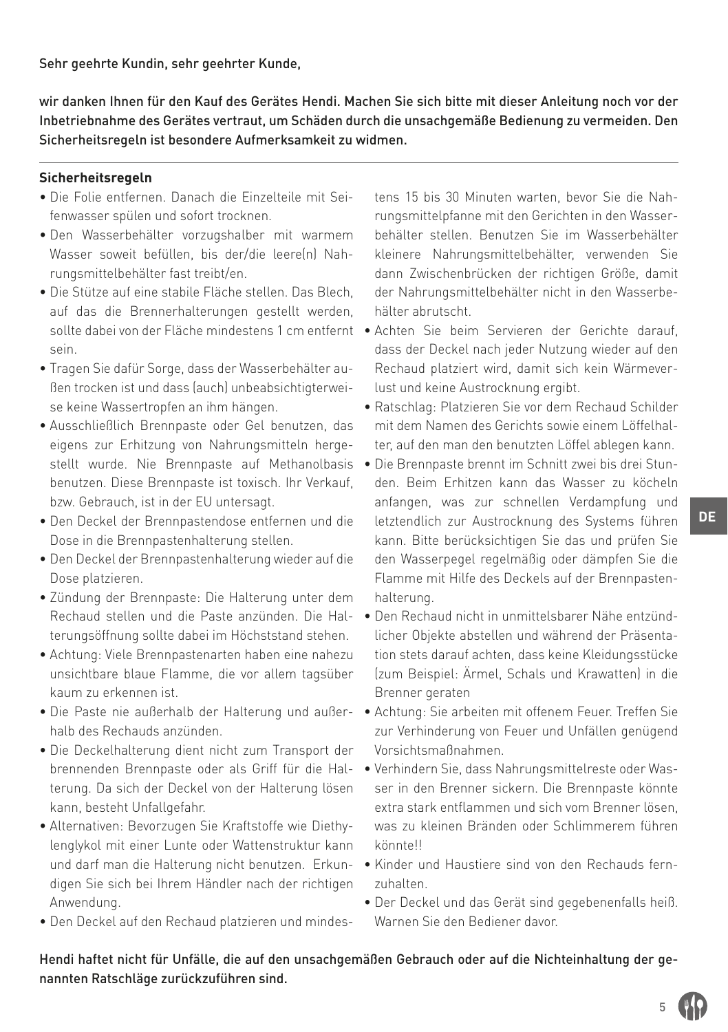Sehr geehrte Kundin, sehr geehrter Kunde,

wir danken Ihnen für den Kauf des Gerätes Hendi. Machen Sie sich bitte mit dieser Anleitung noch vor der Inbetriebnahme des Gerätes vertraut, um Schäden durch die unsachgemäße Bedienung zu vermeiden. Den Sicherheitsregeln ist besondere Aufmerksamkeit zu widmen.

## Sicherheitsregeln

- Die Folie entfernen. Danach die Einzelteile mit Seifenwasser spülen und sofort trocknen.
- Den Wasserbehälter vorzugshalber mit warmem Wasser soweit befüllen, bis der/die leere(n) Nahrungsmittelbehälter fast treibt/en.
- Die Stütze auf eine stabile Fläche stellen. Das Blech, auf das die Brennerhalterungen gestellt werden, sollte dabei von der Fläche mindestens 1 cm entfernt sein.
- Tragen Sie dafür Sorge, dass der Wasserbehälter außen trocken ist und dass (auch) unbeabsichtigterweise keine Wassertropfen an ihm hängen.
- Ausschließlich Brennpaste oder Gel benutzen, das eigens zur Erhitzung von Nahrungsmitteln hergestellt wurde. Nie Brennpaste auf Methanolbasis benutzen. Diese Brennpaste ist toxisch. Ihr Verkauf, bzw. Gebrauch, ist in der EU untersagt.
- Den Deckel der Brennpastendose entfernen und die Dose in die Brennpastenhalterung stellen.
- Den Deckel der Brennpastenhalterung wieder auf die Dose platzieren.
- Zündung der Brennpaste: Die Halterung unter dem Rechaud stellen und die Paste anzünden. Die Halterungsöffnung sollte dabei im Höchststand stehen.
- Achtung: Viele Brennpastenarten haben eine nahezu unsichtbare blaue Flamme, die vor allem tagsüber kaum zu erkennen ist.
- Die Paste nie außerhalb der Halterung und außerhalb des Rechauds anzünden.
- Die Deckelhalterung dient nicht zum Transport der brennenden Brennpaste oder als Griff für die Halterung. Da sich der Deckel von der Halterung lösen kann, besteht Unfallgefahr.
- Alternativen: Bevorzugen Sie Kraftstoffe wie Diethylenglykol mit einer Lunte oder Wattenstruktur kann und darf man die Halterung nicht benutzen. Erkundigen Sie sich bei Ihrem Händler nach der richtigen Anwendung.
- Den Deckel auf den Rechaud platzieren und mindestens 15 bis 30 Minuten warten, bevor Sie die Nahrungsmittelpfanne mit den Gerichten in den Wasserbehälter stellen. Benutzen Sie im Wasserbehälter kleinere Nahrungsmittelbehälter, verwenden Sie dann Zwischenbrücken der richtigen Größe, damit der Nahrungsmittelbehälter nicht in den Wasserbehälter abrutscht.
- Achten Sie beim Servieren der Gerichte darauf, dass der Deckel nach jeder Nutzung wieder auf den Rechaud platziert wird, damit sich kein Wärmeverlust und keine Austrocknung ergibt.
- Ratschlag: Platzieren Sie vor dem Rechaud Schilder mit dem Namen des Gerichts sowie einem Löffelhalter, auf den man den benutzten Löffel ablegen kann.
- Die Brennpaste brennt im Schnitt zwei bis drei Stunden. Beim Erhitzen kann das Wasser zu köcheln anfangen, was zur schnellen Verdampfung und letztendlich zur Austrocknung des Systems führen kann. Bitte berücksichtigen Sie das und prüfen Sie den Wasserpegel regelmäßig oder dämpfen Sie die Flamme mit Hilfe des Deckels auf der Brennpastenhalterung.
- Den Rechaud nicht in unmittelsbarer Nähe entzündlicher Objekte abstellen und während der Präsentation stets darauf achten, dass keine Kleidungsstücke (zum Beispiel: Ärmel, Schals und Krawatten) in die Brenner geraten
- Achtung: Sie arbeiten mit offenem Feuer. Treffen Sie zur Verhinderung von Feuer und Unfällen genügend Vorsichtsmaßnahmen.
- Verhindern Sie, dass Nahrungsmittelreste oder Wasser in den Brenner sickern. Die Brennpaste könnte extra stark entflammen und sich vom Brenner lösen, was zu kleinen Bränden oder Schlimmerem führen könnte!!
- Kinder und Haustiere sind von den Rechauds fernzuhalten.
- Der Deckel und das Gerät sind gegebenenfalls heiß. Warnen Sie den Bediener davor.

Hendi haftet nicht für Unfälle, die auf den unsachgemäßen Gebrauch oder auf die Nichteinhaltung der genannten Ratschläge zurückzuführen sind.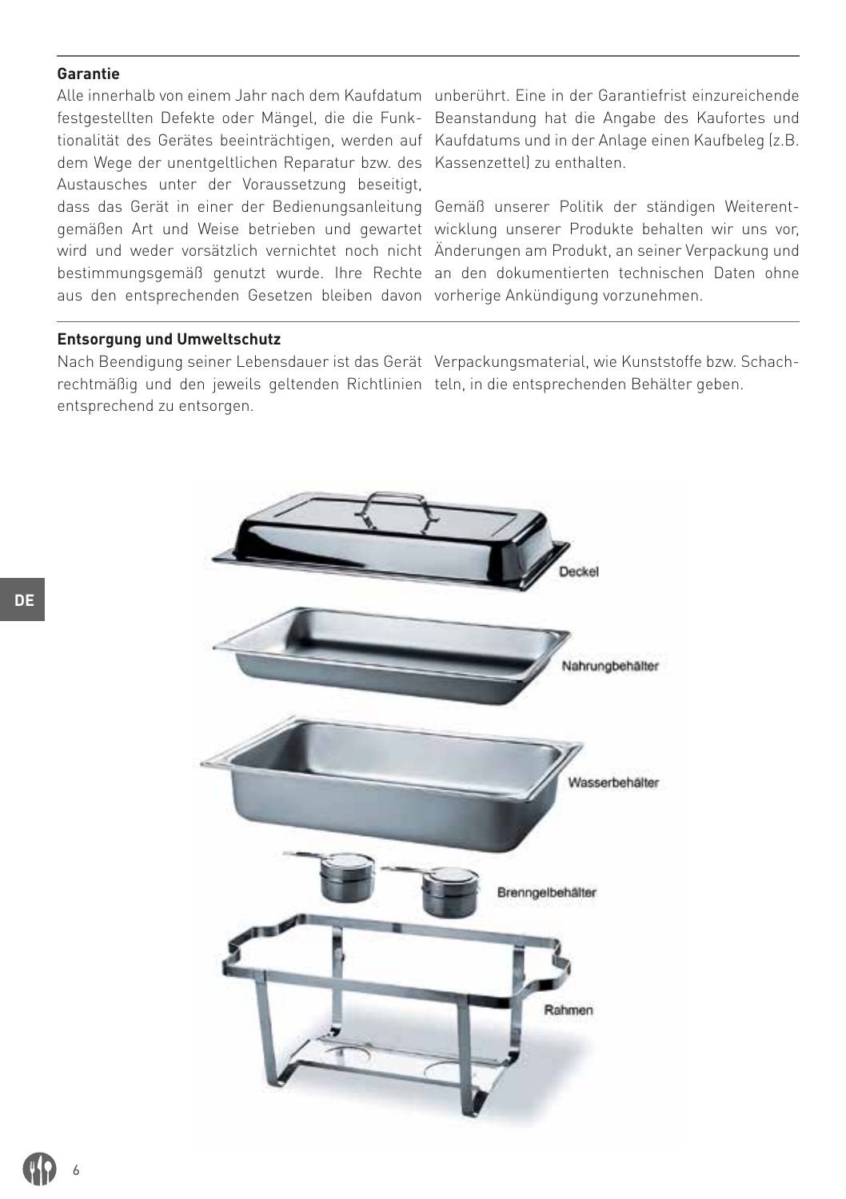## Garantie

Alle innerhalb von einem Jahr nach dem Kaufdatum festgestellten Defekte oder Mängel, die die Funktionalität des Gerätes beeinträchtigen, werden auf dem Wege der unentgeltlichen Reparatur bzw. des Austausches unter der Voraussetzung beseitigt, dass das Gerät in einer der Bedienungsanleitung gemäßen Art und Weise betrieben und gewartet wird und weder vorsätzlich vernichtet noch nicht bestimmungsgemäß genutzt wurde. Ihre Rechte aus den entsprechenden Gesetzen bleiben davon unberührt. Eine in der Garantiefrist einzureichende Beanstandung hat die Angabe des Kaufortes und Kaufdatums und in der Anlage einen Kaufbeleg (z.B. Kassenzettel) zu enthalten.

Gemäß unserer Politik der ständigen Weiterentwicklung unserer Produkte behalten wir uns vor, Änderungen am Produkt, an seiner Verpackung und an den dokumentierten technischen Daten ohne vorherige Ankündigung vorzunehmen.

## Entsorgung und Umweltschutz

Nach Beendigung seiner Lebensdauer ist das Gerät rechtmäßig und den jeweils geltenden Richtlinien entsprechend zu entsorgen. Verpackungsmaterial, wie Kunststoffe bzw. Schachteln, in die entsprechenden Behälter geben.

Deckel

Nahrungbehälter

Wasserbehälter

Brenngelbehälter

Rahmen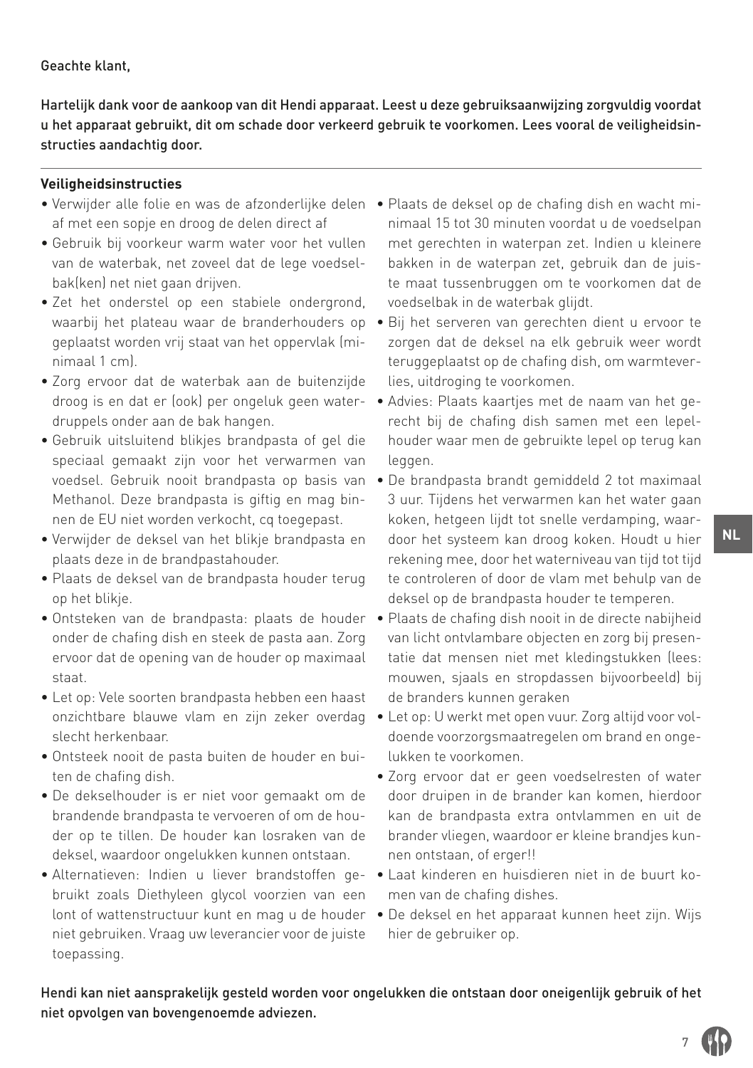Geachte klant,

Hartelijk dank voor de aankoop van dit Hendi apparaat. Leest u deze gebruiksaanwijzing zorgvuldig voordat u het apparaat gebruikt, dit om schade door verkeerd gebruik te voorkomen. Lees vooral de veiligheidsinstructies aandachtig door.

**Veiligheidsinstructies**

- Verwijder alle folie en was de afzonderlijke delen af met een sopje en droog de delen direct af
- Gebruik bij voorkeur warm water voor het vullen van de waterbak, net zoveel dat de lege voedselbak(ken) net niet gaan drijven.
- Zet het onderstel op een stabiele ondergrond, waarbij het plateau waar de branderhouders op geplaatst worden vrij staat van het oppervlak (minimaal 1 cm).
- Zorg ervoor dat de waterbak aan de buitenzijde droog is en dat er (ook) per ongeluk geen waterdruppels onder aan de bak hangen.
- Gebruik uitsluitend blikjes brandpasta of gel die speciaal gemaakt zijn voor het verwarmen van voedsel. Gebruik nooit brandpasta op basis van Methanol. Deze brandpasta is giftig en mag binnen de EU niet worden verkocht, cq toegepast.
- Verwijder de deksel van het blikje brandpasta en plaats deze in de brandpastahouder.
- Plaats de deksel van de brandpasta houder terug op het blikje.
- Ontsteken van de brandpasta: plaats de houder onder de chafing dish en steek de pasta aan. Zorg ervoor dat de opening van de houder op maximaal staat.
- Let op: Vele soorten brandpasta hebben een haast onzichtbare blauwe vlam en zijn zeker overdag slecht herkenbaar.
- Ontsteek nooit de pasta buiten de houder en buiten de chafing dish.
- De dekselhouder is er niet voor gemaakt om de brandende brandpasta te vervoeren of om de houder op te tillen. De houder kan losraken van de deksel, waardoor ongelukken kunnen ontstaan.
- Alternatieven: Indien u liever brandstoffen gebruikt zoals Diethyleen glycol voorzien van een lont of wattenstructuur kunt en mag u de houder niet gebruiken. Vraag uw leverancier voor de juiste toepassing.
- Plaats de deksel op de chafing dish en wacht minimaal 15 tot 30 minuten voordat u de voedselpan met gerechten in waterpan zet. Indien u kleinere bakken in de waterpan zet, gebruik dan de juiste maat tussenbruggen om te voorkomen dat de voedselbak in de waterbak glijdt.
- Bij het serveren van gerechten dient u ervoor te zorgen dat de deksel na elk gebruik weer wordt teruggeplaatst op de chafing dish, om warmteverlies, uitdroging te voorkomen.
- Advies: Plaats kaartjes met de naam van het gerecht bij de chafing dish samen met een lepelhouder waar men de gebruikte lepel op terug kan leggen.
- De brandpasta brandt gemiddeld 2 tot maximaal 3 uur. Tijdens het verwarmen kan het water gaan koken, hetgeen lijdt tot snelle verdamping, waardoor het systeem kan droog koken. Houdt u hier rekening mee, door het waterniveau van tijd tot tijd te controleren of door de vlam met behulp van de deksel op de brandpasta houder te temperen.
- Plaats de chafing dish nooit in de directe nabijheid van licht ontvlambare objecten en zorg bij presentatie dat mensen niet met kledingstukken (lees: mouwen, sjaals en stropdassen bijvoorbeeld) bij de branders kunnen geraken
- Let op: U werkt met open vuur. Zorg altijd voor voldoende voorzorgsmaatregelen om brand en ongelukken te voorkomen.
- Zorg ervoor dat er geen voedselresten of water door druipen in de brander kan komen, hierdoor kan de brandpasta extra ontvlammen en uit de brander vliegen, waardoor er kleine brandjes kunnen ontstaan, of erger!!
- Laat kinderen en huisdieren niet in de buurt komen van de chafing dishes.
- De deksel en het apparaat kunnen heet zijn. Wijs hier de gebruiker op.

Hendi kan niet aansprakelijk gesteld worden voor ongelukken die ontstaan door oneigenlijk gebruik of het niet opvolgen van bovengenoemde adviezen.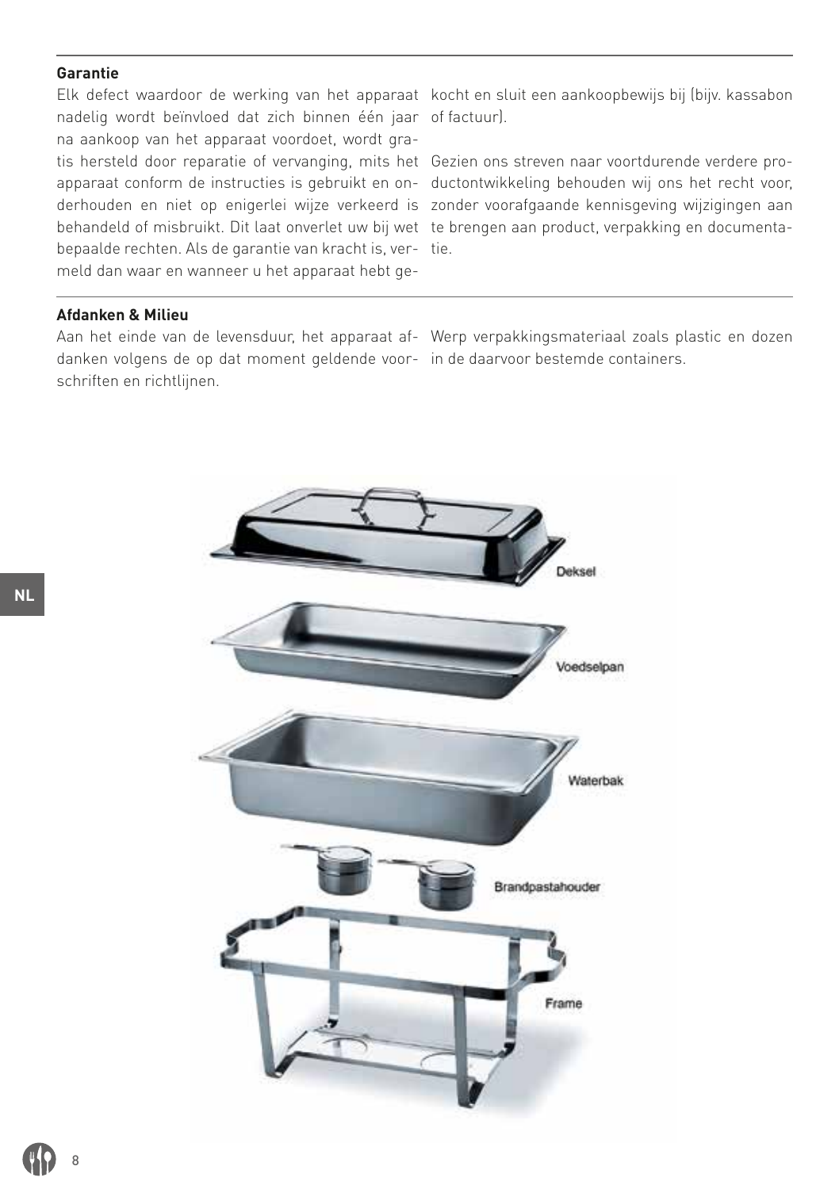## Garantie

Elk defect waardoor de werking van het apparaat nadelig wordt beïnvloed dat zich binnen één jaar na aankoop van het apparaat voordoet, wordt gratis hersteld door reparatie of vervanging, mits het apparaat conform de instructies is gebruikt en onderhouden en niet op enigerlei wijze verkeerd is behandeld of misbruikt. Dit laat onverlet uw bij wet bepaalde rechten. Als de garantie van kracht is, vermeld dan waar en wanneer u het apparaat hebt gekocht en sluit een aankoopbewijs bij (bijv. kassabon of factuur).

Gezien ons streven naar voortdurende verdere productontwikkeling behouden wij ons het recht voor, zonder voorafgaande kennisgeving wijzigingen aan te brengen aan product, verpakking en documentatie.

## Afdanken & Milieu

Aan het einde van de levensduur, het apparaat afdanken volgens de op dat moment geldende voorschriften en richtlijnen.

Werp verpakkingsmateriaal zoals plastic en dozen in de daarvoor bestemde containers.

Deksel

Voedselpan

Waterbak

Brandpastahouder

Frame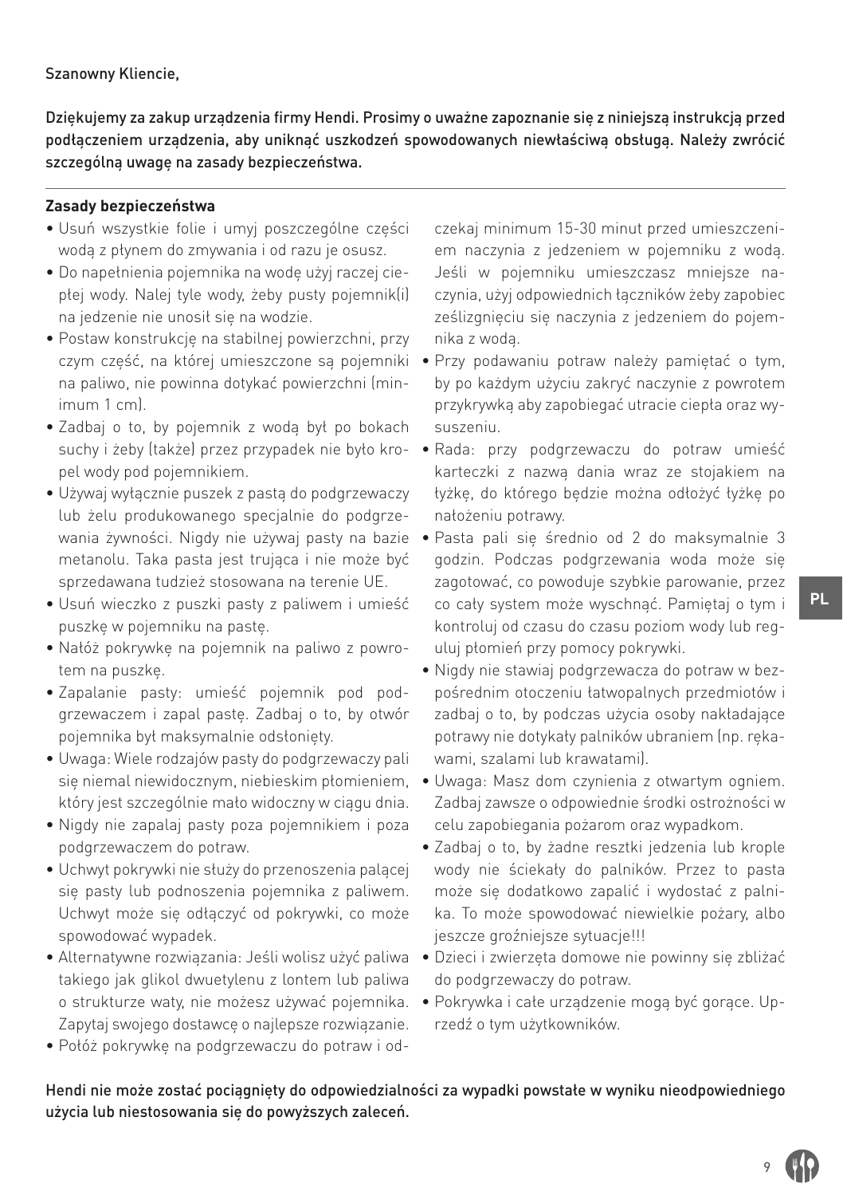Szanowny Kliencie,

Dziękujemy za zakup urządzenia firmy Hendi. Prosimy o uważne zapoznanie się z niniejszą instrukcją przed podłączeniem urządzenia, aby uniknąć uszkodzeń spowodowanych niewłaściwą obsługą. Należy zwrócić szczególną uwagę na zasady bezpieczeństwa.

**Zasady bezpieczeństwa**

- Usuń wszystkie folie i umyj poszczególne części wodą z płynem do zmywania i od razu je osusz.
- Do napełnienia pojemnika na wodę użyj raczej ciepłej wody. Nalej tyle wody, żeby pusty pojemnik(i) na jedzenie nie unosił się na wodzie.
- Postaw konstrukcję na stabilnej powierzchni, przy czym część, na której umieszczone są pojemniki na paliwo, nie powinna dotykać powierzchni (minimum 1 cm).
- Zadbaj o to, by pojemnik z wodą był po bokach suchy i żeby (także) przez przypadek nie było kropel wody pod pojemnikiem.
- Używaj wyłącznie puszek z pastą do podgrzewaczy lub żelu produkowanego specjalnie do podgrzewania żywności. Nigdy nie używaj pasty na bazie metanolu. Taka pasta jest trująca i nie może być sprzedawana tudzież stosowana na terenie UE.
- Usuń wieczko z puszki pasty z paliwem i umieść puszkę w pojemniku na pastę.
- Nałóż pokrywkę na pojemnik na paliwo z powrotem na puszkę.
- Zapalanie pasty: umieść pojemnik pod podgrzewaczem i zapal pastę. Zadbaj o to, by otwór pojemnika był maksymalnie odsłonięty.
- Uwaga: Wiele rodzajów pasty do podgrzewaczy pali się niemal niewidocznym, niebieskim płomieniem, który jest szczególnie mało widoczny w ciągu dnia.
- Nigdy nie zapalaj pasty poza pojemnikiem i poza podgrzewaczem do potraw.
- Uchwyt pokrywki nie służy do przenoszenia palącej się pasty lub podnoszenia pojemnika z paliwem. Uchwyt może się odłączyć od pokrywki, co może spowodować wypadek.
- Alternatywne rozwiązania: Jeśli wolisz użyć paliwa takiego jak glikol dwuetylenu z lontem lub paliwa o strukturze waty, nie możesz używać pojemnika. Zapytaj swojego dostawcę o najlepsze rozwiązanie.
- Połóż pokrywkę na podgrzewaczu do potraw i odczekaj minimum 15-30 minut przed umieszczeniem naczynia z jedzeniem w pojemniku z wodą. Jeśli w pojemniku umieszczasz mniejsze naczynia, użyj odpowiednich łączników żeby zapobiec ześlizgnięciu się naczynia z jedzeniem do pojemnika z wodą.
- Przy podawaniu potraw należy pamiętać o tym, by po każdym użyciu zakryć naczynie z powrotem przykrywką aby zapobiegać utracie ciepła oraz wysuszeniu.
- Rada: przy podgrzewaczu do potraw umieść karteczki z nazwą dania wraz ze stojakiem na łyżkę, do którego będzie można odłożyć łyżkę po nałożeniu potrawy.
- Pasta pali się średnio od 2 do maksymalnie 3 godzin. Podczas podgrzewania woda może się zagotować, co powoduje szybkie parowanie, przez co cały system może wyschnąć. Pamiętaj o tym i kontroluj od czasu do czasu poziom wody lub reguluj płomień przy pomocy pokrywki.
- Nigdy nie stawiaj podgrzewacza do potraw w bezpośrednim otoczeniu łatwopalnych przedmiotów i zadbaj o to, by podczas użycia osoby nakładające potrawy nie dotykały palników ubraniem (np. rękawami, szalami lub krawatami).
- Uwaga: Masz dom czynienia z otwartym ogniem. Zadbaj zawsze o odpowiednie środki ostrożności w celu zapobiegania pożarom oraz wypadkom.
- Zadbaj o to, by żadne resztki jedzenia lub krople wody nie ściekały do palników. Przez to pasta może się dodatkowo zapalić i wydostać z palnika. To może spowodować niewielkie pożary, albo jeszcze groźniejsze sytuacje!!!
- Dzieci i zwierzęta domowe nie powinny się zbliżać do podgrzewaczy do potraw.
- Pokrywka i całe urządzenie mogą być gorące. Uprzedź o tym użytkowników.

Hendi nie może zostać pociągnięty do odpowiedzialności za wypadki powstałe w wyniku nieodpowiedniego użycia lub niestosowania się do powyższych zaleceń.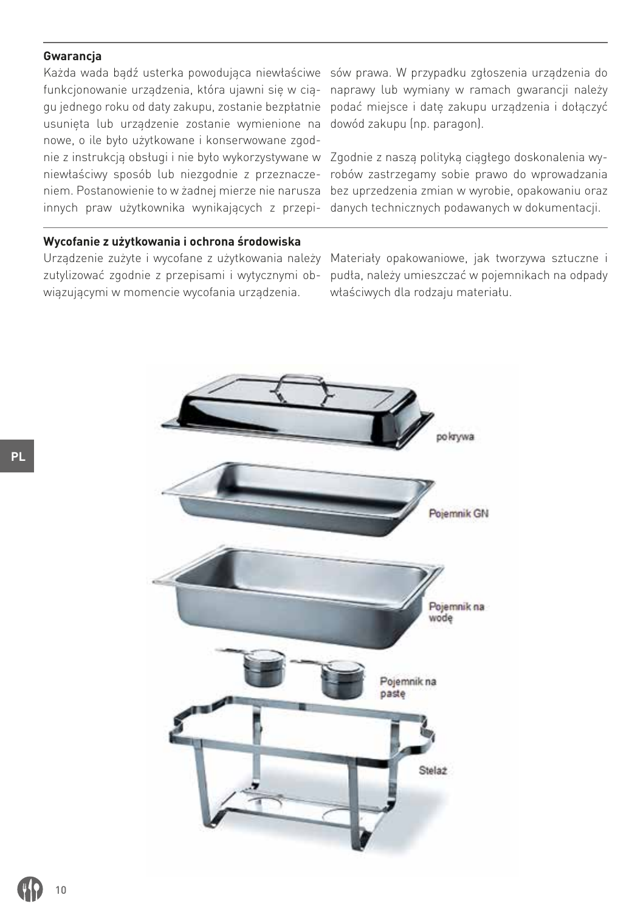## Gwarancja

Każda wada bądź usterka powodująca niewłaściwe funkcjonowanie urządzenia, która ujawni się w ciągu jednego roku od daty zakupu, zostanie bezpłatnie usunięta lub urządzenie zostanie wymienione na nowe, o ile było użytkowane i konserwowane zgodnie z instrukcją obsługi i nie było wykorzystywane w niewłaściwy sposób lub niezgodnie z przeznaczeniem. Postanowienie to w żadnej mierze nie narusza innych praw użytkownika wynikających z przepisów prawa. W przypadku zgłoszenia urządzenia do naprawy lub wymiany w ramach gwarancji należy podać miejsce i datę zakupu urządzenia i dołączyć dowód zakupu (np. paragon).

Zgodnie z naszą polityką ciągłego doskonalenia wyrobów zastrzegamy sobie prawo do wprowadzania bez uprzedzenia zmian w wyrobie, opakowaniu oraz danych technicznych podawanych w dokumentacji.

## Wycofanie z użytkowania i ochrona środowiska

Urządzenie zużyte i wycofane z użytkowania należy zutylizować zgodnie z przepisami i wytycznymi obowiązującymi w momencie wycofania urządzenia.

Materiały opakowaniowe, jak tworzywa sztuczne i pudła, należy umieszczać w pojemnikach na odpady właściwych dla rodzaju materiału.

pokrywa

Pojemnik GN

Pojemnik na wodę

Pojemnik na pastę

Stelaż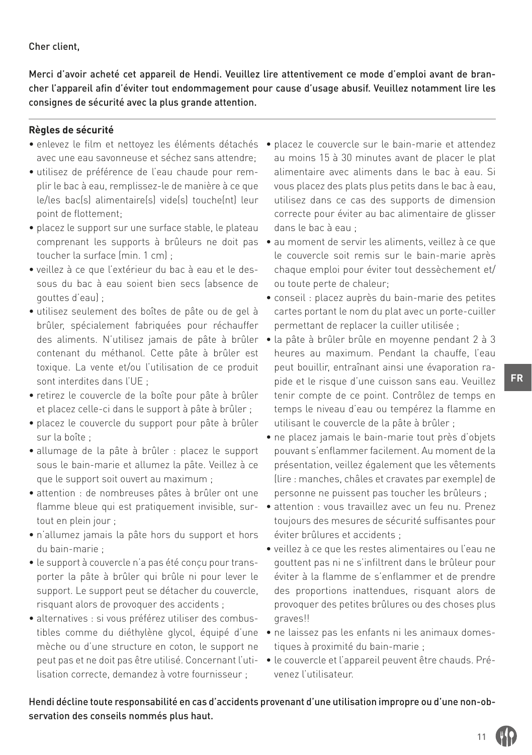Cher client,

Merci d'avoir acheté cet appareil de Hendi. Veuillez lire attentivement ce mode d'emploi avant de brancher l'appareil afin d'éviter tout endommagement pour cause d'usage abusif. Veuillez notamment lire les consignes de sécurité avec la plus grande attention.

**Règles de sécurité**

- enlevez le film et nettoyez les éléments détachés avec une eau savonneuse et séchez sans attendre;
- utilisez de préférence de l'eau chaude pour remplir le bac à eau, remplissez-le de manière à ce que le/les bac(s) alimentaire(s) vide(s) touche(nt) leur point de flottement;
- placez le support sur une surface stable, le plateau comprenant les supports à brûleurs ne doit pas toucher la surface (min. 1 cm) ;
- veillez à ce que l'extérieur du bac à eau et le dessous du bac à eau soient bien secs (absence de gouttes d'eau) ;
- utilisez seulement des boîtes de pâte ou de gel à brûler, spécialement fabriquées pour réchauffer des aliments. N'utilisez jamais de pâte à brûler contenant du méthanol. Cette pâte à brûler est toxique. La vente et/ou l'utilisation de ce produit sont interdites dans l'UE ;
- retirez le couvercle de la boîte pour pâte à brûler et placez celle-ci dans le support à pâte à brûler ;
- placez le couvercle du support pour pâte à brûler sur la boîte ;
- allumage de la pâte à brûler : placez le support sous le bain-marie et allumez la pâte. Veillez à ce que le support soit ouvert au maximum ;
- attention : de nombreuses pâtes à brûler ont une flamme bleue qui est pratiquement invisible, surtout en plein jour ;
- n'allumez jamais la pâte hors du support et hors du bain-marie ;
- le support à couvercle n'a pas été conçu pour transporter la pâte à brûler qui brûle ni pour lever le support. Le support peut se détacher du couvercle, risquant alors de provoquer des accidents ;
- alternatives : si vous préférez utiliser des combustibles comme du diéthylène glycol, équipé d'une mèche ou d'une structure en coton, le support ne peut pas et ne doit pas être utilisé. Concernant l'utilisation correcte, demandez à votre fournisseur ;
- placez le couvercle sur le bain-marie et attendez au moins 15 à 30 minutes avant de placer le plat alimentaire avec aliments dans le bac à eau. Si vous placez des plats plus petits dans le bac à eau, utilisez dans ce cas des supports de dimension correcte pour éviter au bac alimentaire de glisser dans le bac à eau ;
- au moment de servir les aliments, veillez à ce que le couvercle soit remis sur le bain-marie après chaque emploi pour éviter tout dessèchement et/ou toute perte de chaleur;
- conseil : placez auprès du bain-marie des petites cartes portant le nom du plat avec un porte-cuiller permettant de replacer la cuiller utilisée ;
- la pâte à brûler brûle en moyenne pendant 2 à 3 heures au maximum. Pendant la chauffe, l'eau peut bouillir, entraînant ainsi une évaporation rapide et le risque d'une cuisson sans eau. Veuillez tenir compte de ce point. Contrôlez de temps en temps le niveau d'eau ou tempérez la flamme en utilisant le couvercle de la pâte à brûler ;
- ne placez jamais le bain-marie tout près d'objets pouvant s'enflammer facilement. Au moment de la présentation, veillez également que les vêtements (lire : manches, châles et cravates par exemple) de personne ne puissent pas toucher les brûleurs ;
- attention : vous travaillez avec un feu nu. Prenez toujours des mesures de sécurité suffisantes pour éviter brûlures et accidents ;
- veillez à ce que les restes alimentaires ou l'eau ne gouttent pas ni ne s'infiltrent dans le brûleur pour éviter à la flamme de s'enflammer et de prendre des proportions inattendues, risquant alors de provoquer des petites brûlures ou des choses plus graves!!
- ne laissez pas les enfants ni les animaux domestiques à proximité du bain-marie ;
- le couvercle et l'appareil peuvent être chauds. Prévenez l'utilisateur.

Hendi décline toute responsabilité en cas d'accidents provenant d'une utilisation impropre ou d'une non-observation des conseils nommés plus haut.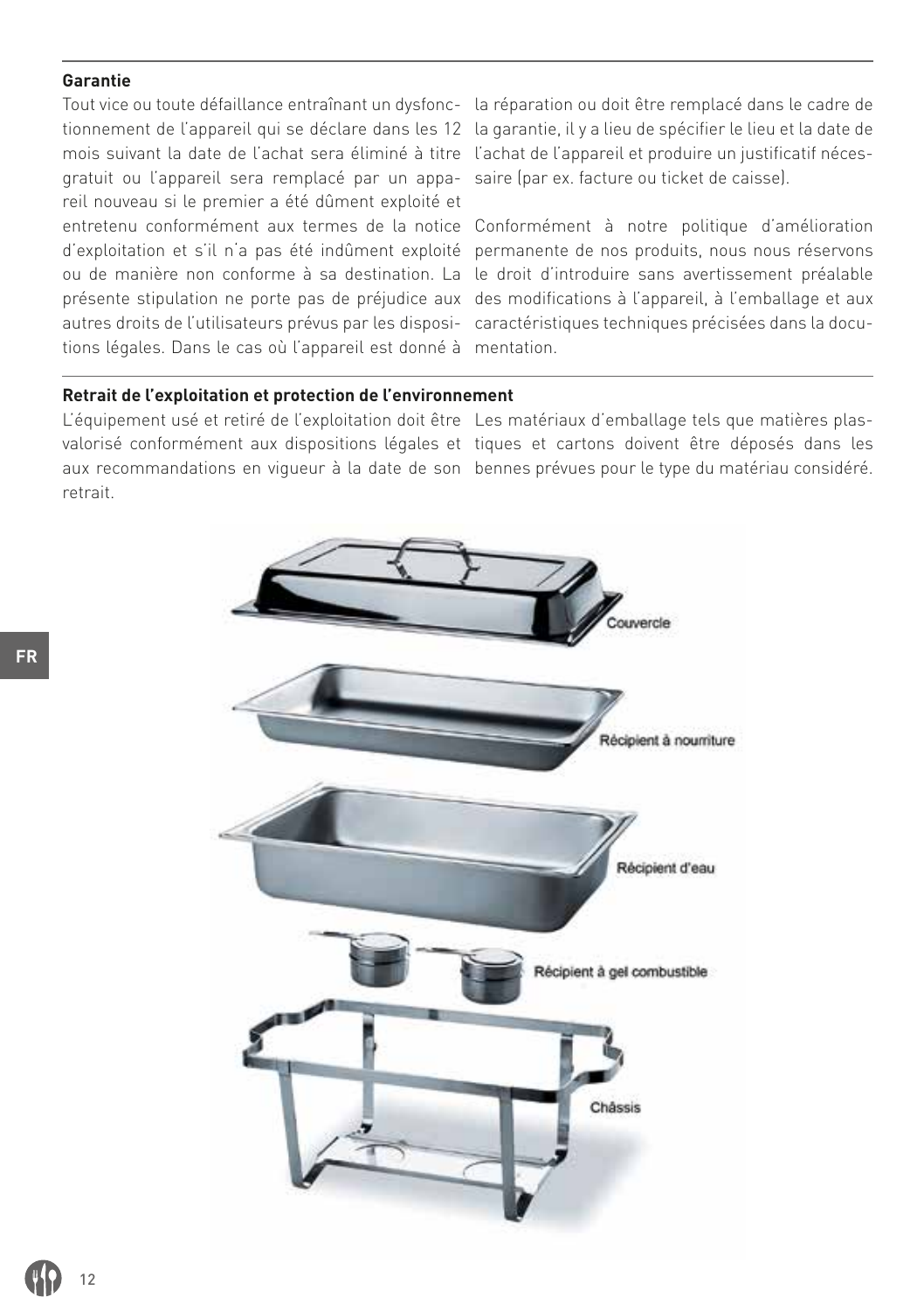## Garantie

Tout vice ou toute défaillance entraînant un dysfonctionnement de l'appareil qui se déclare dans les 12 mois suivant la date de l'achat sera éliminé à titre gratuit ou l'appareil sera remplacé par un appareil nouveau si le premier a été dûment exploité et entretenu conformément aux termes de la notice d'exploitation et s'il n'a pas été indûment exploité ou de manière non conforme à sa destination. La présente stipulation ne porte pas de préjudice aux autres droits de l'utilisateurs prévus par les dispositions légales. Dans le cas où l'appareil est donné à la réparation ou doit être remplacé dans le cadre de la garantie, il y a lieu de spécifier le lieu et la date de l'achat de l'appareil et produire un justificatif nécessaire (par ex. facture ou ticket de caisse).

Conformément à notre politique d'amélioration permanente de nos produits, nous nous réservons le droit d'introduire sans avertissement préalable des modifications à l'appareil, à l'emballage et aux caractéristiques techniques précisées dans la documentation.

## Retrait de l'exploitation et protection de l'environnement

L'équipement usé et retiré de l'exploitation doit être valorisé conformément aux dispositions légales et aux recommandations en vigueur à la date de son retrait. Les matériaux d'emballage tels que matières plastiques et cartons doivent être déposés dans les bennes prévues pour le type du matériau considéré.

Couvercle

Récipient à nourriture

Récipient d'eau

Récipient à gel combustible

Châssis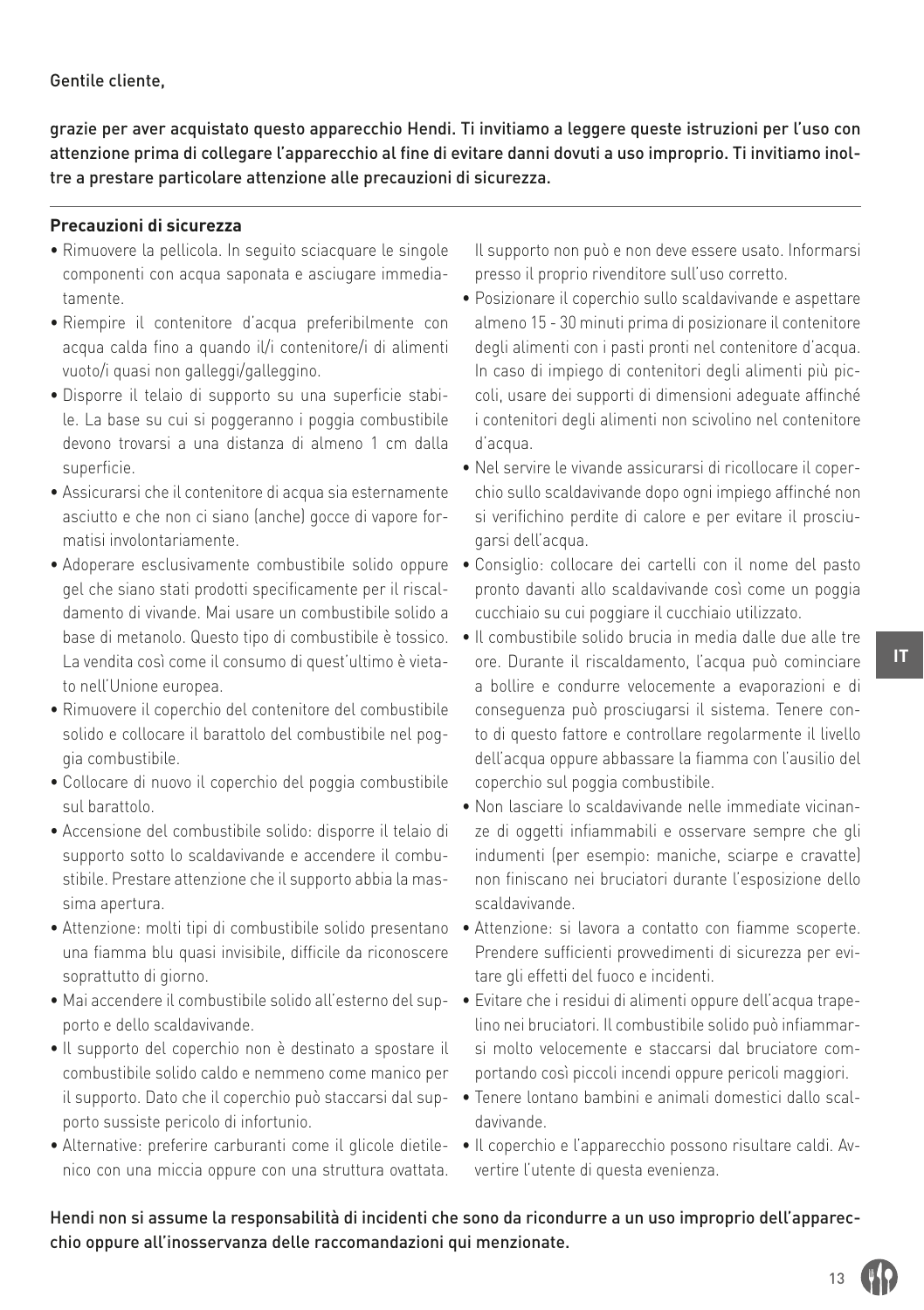Gentile cliente,

**grazie per aver acquistato questo apparecchio Hendi. Ti invitiamo a leggere queste istruzioni per l'uso con attenzione prima di collegare l'apparecchio al fine di evitare danni dovuti a uso improprio. Ti invitiamo inoltre a prestare particolare attenzione alle precauzioni di sicurezza.**

## Precauzioni di sicurezza

- Rimuovere la pellicola. In seguito sciacquare le singole componenti con acqua saponata e asciugare immediatamente.
- Riempire il contenitore d'acqua preferibilmente con acqua calda fino a quando il/i contenitore/i di alimenti vuoto/i quasi non galleggi/galleggino.
- Disporre il telaio di supporto su una superficie stabile. La base su cui si poggeranno i poggia combustibile devono trovarsi a una distanza di almeno 1 cm dalla superficie.
- Assicurarsi che il contenitore di acqua sia esternamente asciutto e che non ci siano (anche) gocce di vapore formatisi involontariamente.
- Adoperare esclusivamente combustibile solido oppure gel che siano stati prodotti specificamente per il riscaldamento di vivande. Mai usare un combustibile solido a base di metanolo. Questo tipo di combustibile è tossico. La vendita così come il consumo di quest'ultimo è vietato nell'Unione europea.
- Rimuovere il coperchio del contenitore del combustibile solido e collocare il barattolo del combustibile nel poggia combustibile.
- Collocare di nuovo il coperchio del poggia combustibile sul barattolo.
- Accensione del combustibile solido: disporre il telaio di supporto sotto lo scaldavivande e accendere il combustibile. Prestare attenzione che il supporto abbia la massima apertura.
- Attenzione: molti tipi di combustibile solido presentano una fiamma blu quasi invisibile, difficile da riconoscere soprattutto di giorno.
- Mai accendere il combustibile solido all'esterno del supporto e dello scaldavivande.
- Il supporto del coperchio non è destinato a spostare il combustibile solido caldo e nemmeno come manico per il supporto. Dato che il coperchio può staccarsi dal supporto sussiste pericolo di infortunio.
- Alternative: preferire carburanti come il glicole dietilenico con una miccia oppure con una struttura ovattata. Il supporto non può e non deve essere usato. Informarsi presso il proprio rivenditore sull'uso corretto.
- Posizionare il coperchio sullo scaldavivande e aspettare almeno 15 - 30 minuti prima di posizionare il contenitore degli alimenti con i pasti pronti nel contenitore d'acqua. In caso di impiego di contenitori degli alimenti più piccoli, usare dei supporti di dimensioni adeguate affinché i contenitori degli alimenti non scivolino nel contenitore d'acqua.
- Nel servire le vivande assicurarsi di ricollocare il coperchio sullo scaldavivande dopo ogni impiego affinché non si verifichino perdite di calore e per evitare il prosciugarsi dell'acqua.
- Consiglio: collocare dei cartelli con il nome del pasto pronto davanti allo scaldavivande così come un poggia cucchiaio su cui poggiare il cucchiaio utilizzato.
- Il combustibile solido brucia in media dalle due alle tre ore. Durante il riscaldamento, l'acqua può cominciare a bollire e condurre velocemente a evaporazioni e di conseguenza può prosciugarsi il sistema. Tenere conto di questo fattore e controllare regolarmente il livello dell'acqua oppure abbassare la fiamma con l'ausilio del coperchio sul poggia combustibile.
- Non lasciare lo scaldavivande nelle immediate vicinanze di oggetti infiammabili e osservare sempre che gli indumenti (per esempio: maniche, sciarpe e cravatte) non finiscano nei bruciatori durante l'esposizione dello scaldavivande.
- Attenzione: si lavora a contatto con fiamme scoperte. Prendere sufficienti provvedimenti di sicurezza per evitare gli effetti del fuoco e incidenti.
- Evitare che i residui di alimenti oppure dell'acqua trapelino nei bruciatori. Il combustibile solido può infiammarsi molto velocemente e staccarsi dal bruciatore comportando così piccoli incendi oppure pericoli maggiori.
- Tenere lontano bambini e animali domestici dallo scaldavivande.
- Il coperchio e l'apparecchio possono risultare caldi. Avvertire l'utente di questa evenienza.

**Hendi non si assume la responsabilità di incidenti che sono da ricondurre a un uso improprio dell'apparecchio oppure all'inosservanza delle raccomandazioni qui menzionate.**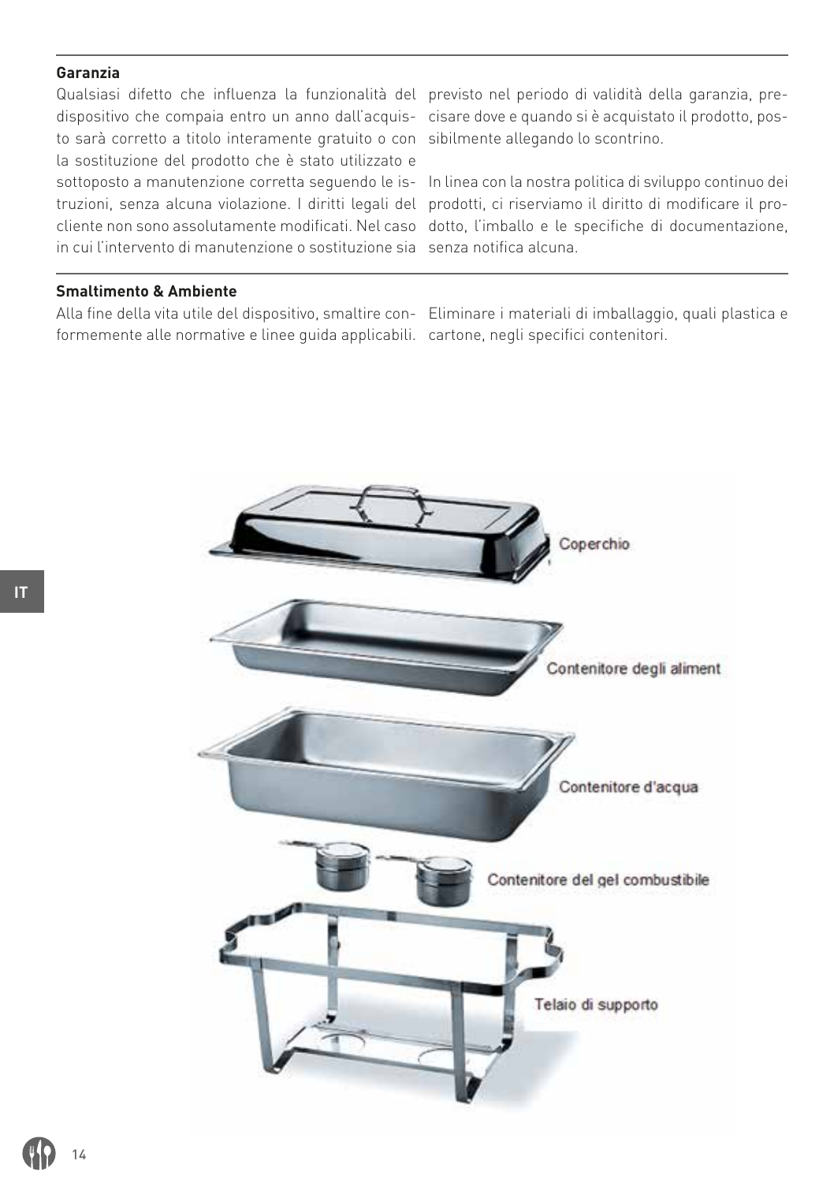### Garanzia

Qualsiasi difetto che influenza la funzionalità del dispositivo che compaia entro un anno dall'acquisto sarà corretto a titolo interamente gratuito o con la sostituzione del prodotto che è stato utilizzato e sottoposto a manutenzione corretta seguendo le istruzioni, senza alcuna violazione. I diritti legali del cliente non sono assolutamente modificati. Nel caso in cui l'intervento di manutenzione o sostituzione sia previsto nel periodo di validità della garanzia, precisare dove e quando si è acquistato il prodotto, possibilmente allegando lo scontrino.

In linea con la nostra politica di sviluppo continuo dei prodotti, ci riserviamo il diritto di modificare il prodotto, l'imballo e le specifiche di documentazione, senza notifica alcuna.

### Smaltimento & Ambiente

Alla fine della vita utile del dispositivo, smaltire conformemente alle normative e linee guida applicabili.

Eliminare i materiali di imballaggio, quali plastica e cartone, negli specifici contenitori.

Coperchio

Contenitore degli aliment

Contenitore d'acqua

Contenitore del gel combustibile

Telaio di supporto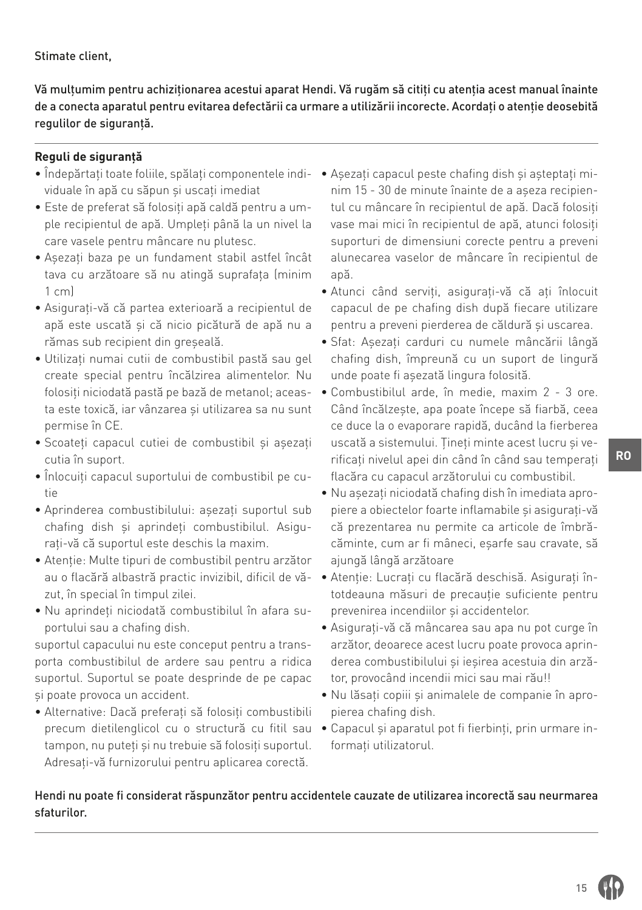Stimate client,

**Vă mulțumim pentru achiziționarea acestui aparat Hendi. Vă rugăm să citiți cu atenția acest manual înainte de a conecta aparatul pentru evitarea defectării ca urmare a utilizării incorecte. Acordați o atenție deosebită regulilor de siguranță.**

## Reguli de siguranță

- Îndepărtați toate foliile, spălați componentele individuale în apă cu săpun și uscați imediat
- Este de preferat să folosiți apă caldă pentru a umple recipientul de apă. Umpleți până la un nivel la care vasele pentru mâncare nu plutesc.
- Așezați baza pe un fundament stabil astfel încât tava cu arzătoare să nu atingă suprafața (minim 1 cm)
- Asigurați-vă că partea exterioară a recipientul de apă este uscată și că nicio picătură de apă nu a rămas sub recipient din greșeală.
- Utilizați numai cutii de combustibil pastă sau gel create special pentru încălzirea alimentelor. Nu folosiți niciodată pastă pe bază de metanol; aceasta este toxică, iar vânzarea și utilizarea sa nu sunt permise în CE.
- Scoateți capacul cutiei de combustibil și așezați cutia în suport.
- Înlocuiți capacul suportului de combustibil pe cutie
- Aprinderea combustibilului: așezați suportul sub chafing dish și aprindeți combustibilul. Asigurați-vă că suportul este deschis la maxim.
- Atenție: Multe tipuri de combustibil pentru arzător au o flacără albastră practic invizibil, dificil de văzut, în special în timpul zilei.
- Nu aprindeți niciodată combustibilul în afara suportului sau a chafing dish.

suportul capacului nu este conceput pentru a transporta combustibilul de ardere sau pentru a ridica suportul. Suportul se poate desprinde de pe capac și poate provoca un accident.

- Alternative: Dacă preferați să folosiți combustibili precum dietilenglicol cu o structură cu fitil sau tampon, nu puteți și nu trebuie să folosiți suportul. Adresați-vă furnizorului pentru aplicarea corectă.
- Așezați capacul peste chafing dish și așteptați minim 15 - 30 de minute înainte de a așeza recipientul cu mâncare în recipientul de apă. Dacă folosiți vase mai mici în recipientul de apă, atunci folosiți suporturi de dimensiuni corecte pentru a preveni alunecarea vaselor de mâncare în recipientul de apă.
- Atunci când serviți, asigurați-vă că ați înlocuit capacul de pe chafing dish după fiecare utilizare pentru a preveni pierderea de căldură și uscarea.
- Sfat: Așezați carduri cu numele mâncării lângă chafing dish, împreună cu un suport de lingură unde poate fi așezată lingura folosită.
- Combustibilul arde, în medie, maxim 2 - 3 ore. Când încălzește, apa poate începe să fiarbă, ceea ce duce la o evaporare rapidă, ducând la fierberea uscată a sistemului. Țineți minte acest lucru și verificați nivelul apei din când în când sau temperați flacăra cu capacul arzătorului cu combustibil.
- Nu așezați niciodată chafing dish în imediata apropiere a obiectelor foarte inflamabile și asigurați-vă că prezentarea nu permite ca articole de îmbrăcăminte, cum ar fi mâneci, eșarfe sau cravate, să ajungă lângă arzătoare
- Atenție: Lucrați cu flacără deschisă. Asigurați întotdeauna măsuri de precauție suficiente pentru prevenirea incendiilor și accidentelor.
- Asigurați-vă că mâncarea sau apa nu pot curge în arzător, deoarece acest lucru poate provoca aprinderea combustibilului și ieșirea acestuia din arzător, provocând incendii mici sau mai rău!!
- Nu lăsați copiii și animalele de companie în apropierea chafing dish.
- Capacul și aparatul pot fi fierbinți, prin urmare informați utilizatorul.

**Hendi nu poate fi considerat răspunzător pentru accidentele cauzate de utilizarea incorectă sau neurmarea sfaturilor.**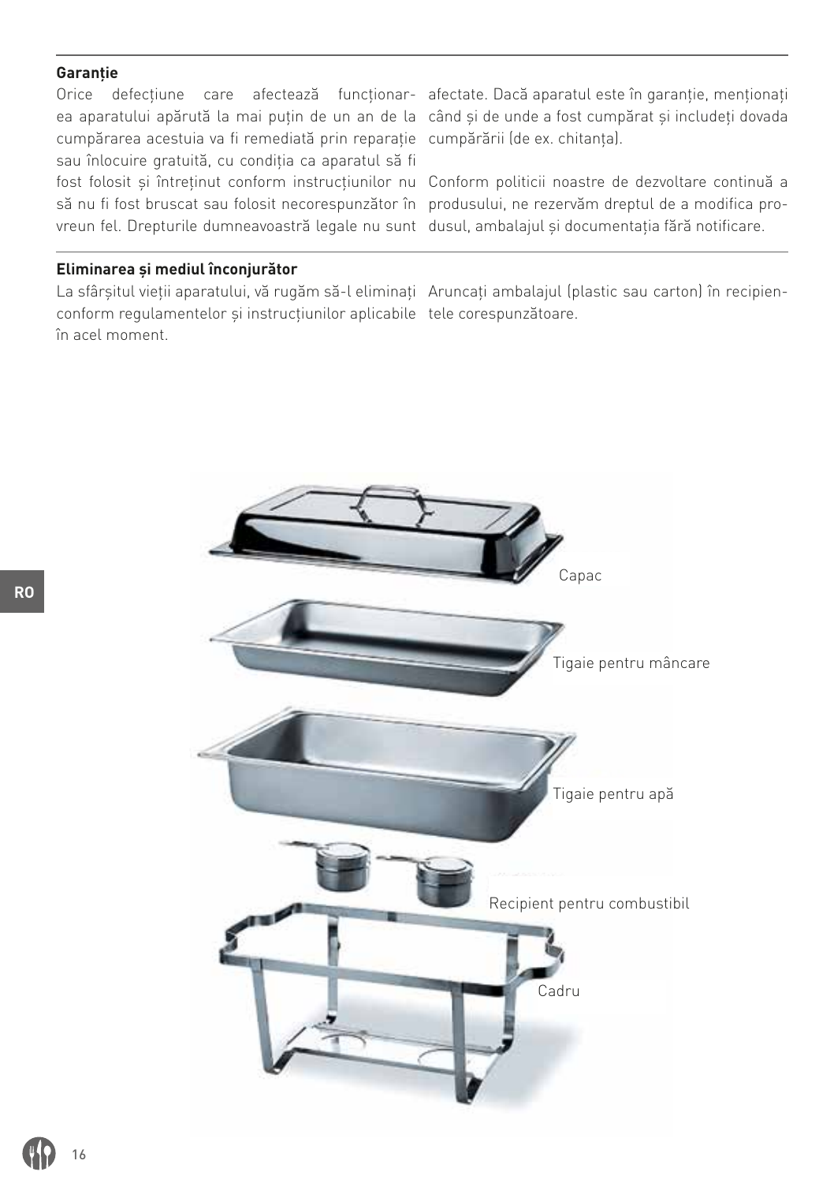## Garanție

Orice defecțiune care afectează funcționarea aparatului apărută la mai puțin de un an de la cumpărarea acestuia va fi remediată prin reparație sau înlocuire gratuită, cu condiția ca aparatul să fi fost folosit și întreținut conform instrucțiunilor nu să nu fi fost bruscat sau folosit necorespunzător în vreun fel. Drepturile dumneavoastră legale nu sunt afectate. Dacă aparatul este în garanție, menționați când și de unde a fost cumpărat și includeți dovada cumpărării (de ex. chitanța).

Conform politicii noastre de dezvoltare continuă a produsului, ne rezervăm dreptul de a modifica produsul, ambalajul și documentația fără notificare.

## Eliminarea și mediul înconjurător

La sfârșitul vieții aparatului, vă rugăm să-l eliminați conform regulamentelor și instrucțiunilor aplicabile în acel moment.

Aruncați ambalajul (plastic sau carton) în recipientele corespunzătoare.

Capac

Tigaie pentru mâncare

Tigaie pentru apă

Recipient pentru combustibil

Cadru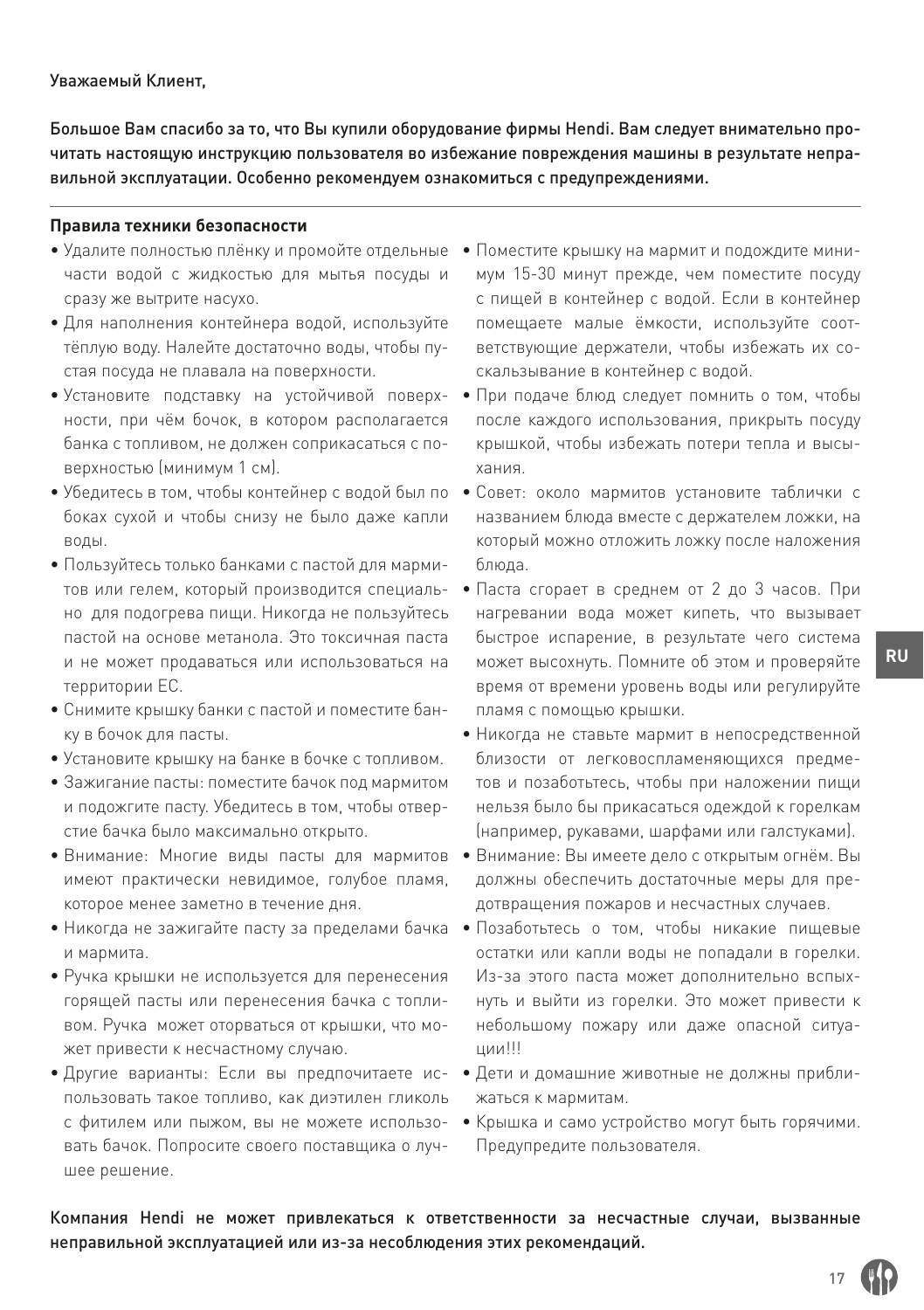Уважаемый Клиент,

**Большое Вам спасибо за то, что Вы купили оборудование фирмы Hendi. Вам следует внимательно прочитать настоящую инструкцию пользователя во избежание повреждения машины в результате неправильной эксплуатации. Особенно рекомендуем ознакомиться с предупреждениями.**

## Правила техники безопасности

- Удалите полностью плёнку и промойте отдельные части водой с жидкостью для мытья посуды и сразу же вытрите насухо.
- Для наполнения контейнера водой, используйте тёплую воду. Налейте достаточно воды, чтобы пустая посуда не плавала на поверхности.
- Установите подставку на устойчивой поверхности, при чём бочок, в котором располагается банка с топливом, не должен соприкасаться с поверхностью (минимум 1 см).
- Убедитесь в том, чтобы контейнер с водой был по бокам сухой и чтобы снизу не было даже капли воды.
- Пользуйтесь только банками с пастой для мармитов или гелем, который производится специально для подогрева пищи. Никогда не пользуйтесь пастой на основе метанола. Это токсичная паста и не может продаваться или использоваться на территории ЕС.
- Снимите крышку банки с пастой и поместите банку в бочок для пасты.
- Установите крышку на банке в бочке с топливом.
- Зажигание пасты: поместите бачок под мармитом и подожгите пасту. Убедитесь в том, чтобы отверстие бачка было максимально открыто.
- Внимание: Многие виды пасты для мармитов имеют практически невидимое, голубое пламя, которое менее заметно в течение дня.
- Никогда не зажигайте пасту за пределами бачка и мармита.
- Ручка крышки не используется для перенесения горящей пасты или перенесения бачка с топливом. Ручка может оторваться от крышки, что может привести к несчастному случаю.
- Другие варианты: Если вы предпочитаете использовать такое топливо, как диэтилен гликоль с фитилем или пыжом, вы не можете использовать бачок. Попросите своего поставщика о лучшее решение.
- Поместите крышку на мармит и подождите минимум 15-30 минут прежде, чем поместите посуду с пищей в контейнер с водой. Если в контейнер помещаете малые ёмкости, используйте соответствующие держатели, чтобы избежать их соскальзывание в контейнер с водой.
- При подаче блюд следует помнить о том, чтобы после каждого использования, прикрыть посуду крышкой, чтобы избежать потери тепла и высыхания.
- Совет: около мармитов установите таблички с названием блюда вместе с держателем ложки, на который можно отложить ложку после наложения блюда.
- Паста сгорает в среднем от 2 до 3 часов. При нагревании вода может кипеть, что вызывает быстрое испарение, в результате чего система может высохнуть. Помните об этом и проверяйте время от времени уровень воды или регулируйте пламя с помощью крышки.
- Никогда не ставьте мармит в непосредственной близости от легковоспламеняющихся предметов и позаботьтесь, чтобы при наложении пищи нельзя было бы прикасаться одеждой к горелкам (например, рукавами, шарфами или галстуками).
- Внимание: Вы имеете дело с открытым огнём. Вы должны обеспечить достаточные меры для предотвращения пожаров и несчастных случаев.
- Позаботьтесь о том, чтобы никакие пищевые остатки или капли воды не попадали в горелки. Из-за этого паста может дополнительно вспыхнуть и выйти из горелки. Это может привести к небольшому пожару или даже опасной ситуации!!!
- Дети и домашние животные не должны приближаться к мармитам.
- Крышка и само устройство могут быть горячими. Предупредите пользователя.

**Компания Hendi не может привлекаться к ответственности за несчастные случаи, вызванные неправильной эксплуатацией или из-за несоблюдения этих рекомендаций.**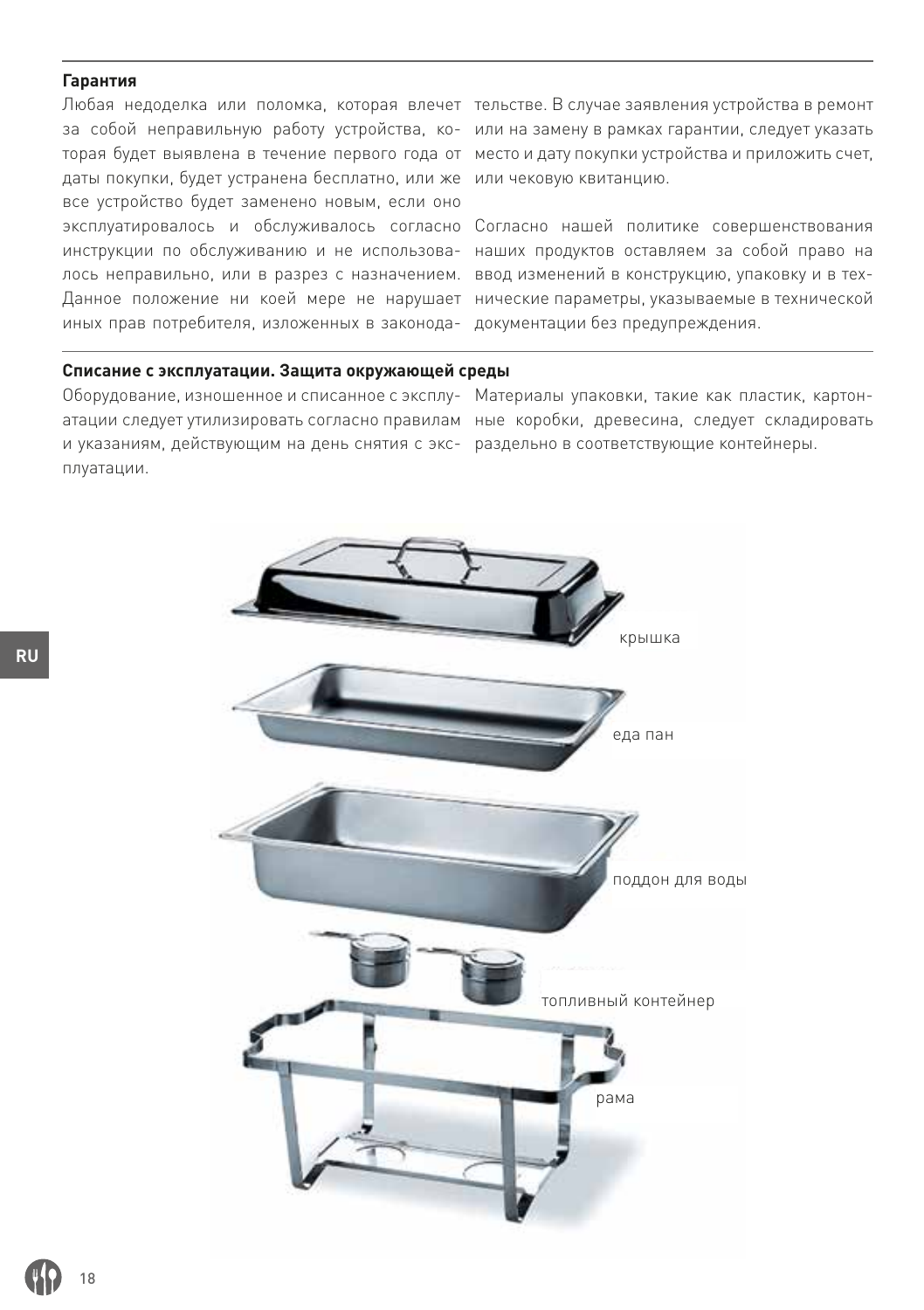## Гарантия

Любая недоделка или поломка, которая влечет за собой неправильную работу устройства, которая будет выявлена в течение первого года от даты покупки, будет устранена бесплатно, или же все устройство будет заменено новым, если оно эксплуатировалось и обслуживалось согласно инструкции по обслуживанию и не использовалось неправильно, или в разрез с назначением. Данное положение ни коей мере не нарушает иных прав потребителя, изложенных в законодательстве. В случае заявления устройства в ремонт или на замену в рамках гарантии, следует указать место и дату покупки устройства и приложить счет, или чековую квитанцию.

Согласно нашей политике совершенствования наших продуктов оставляем за собой право на ввод изменений в конструкцию, упаковку и в технические параметры, указываемые в технической документации без предупреждения.

## Списание с эксплуатации. Защита окружающей среды

Оборудование, изношенное и списанное с эксплуатации следует утилизировать согласно правилам и указаниям, действующим на день снятия с эксплуатации.

Материалы упаковки, такие как пластик, картонные коробки, древесина, следует складировать раздельно в соответствующие контейнеры.

крышка

еда пан

поддон для воды

топливный контейнер

рама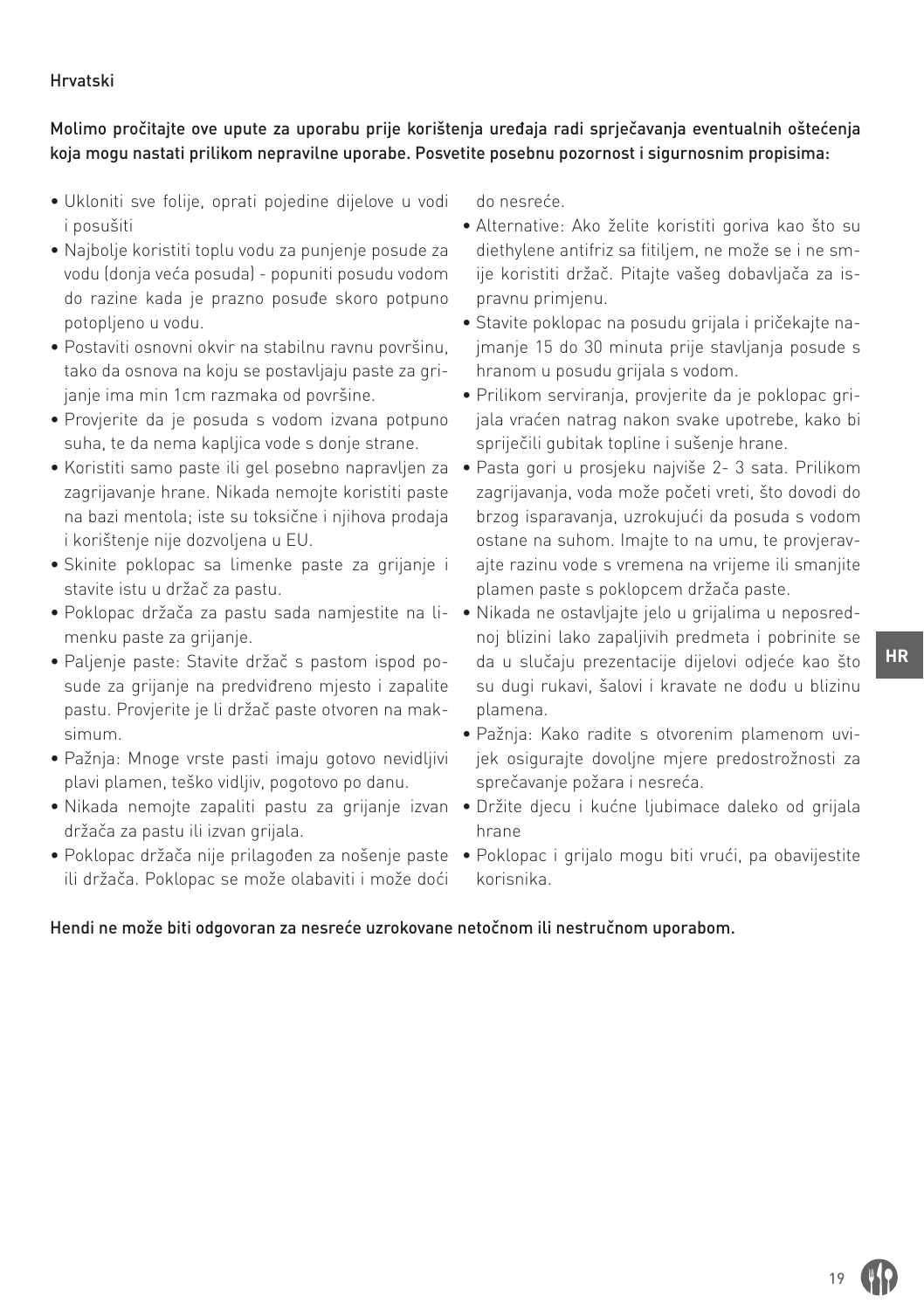Hrvatski

**Molimo pročitajte ove upute za uporabu prije korištenja uređaja radi sprječavanja eventualnih oštećenja koja mogu nastati prilikom nepravilne uporabe. Posvetite posebnu pozornost i sigurnosnim propisima:**

- Ukloniti sve folije, oprati pojedine dijelove u vodi i posušiti
- Najbolje koristiti toplu vodu za punjenje posude za vodu (donja veća posuda) - popuniti posudu vodom do razine kada je prazno posuđe skoro potpuno potopljeno u vodu.
- Postaviti osnovni okvir na stabilnu ravnu površinu, tako da osnova na koju se postavljaju paste za grijanje ima min 1cm razmaka od površine.
- Provjerite da je posuda s vodom izvana potpuno suha, te da nema kapljica vode s donje strane.
- Koristiti samo paste ili gel posebno napravljen za zagrijavanje hrane. Nikada nemojte koristiti paste na bazi mentola; iste su toksične i njihova prodaja i korištenje nije dozvoljena u EU.
- Skinite poklopac sa limenke paste za grijanje i stavite istu u držač za pastu.
- Poklopac držača za pastu sada namjestite na limenku paste za grijanje.
- Paljenje paste: Stavite držač s pastom ispod posude za grijanje na predviđreno mjesto i zapalite pastu. Provjerite je li držač paste otvoren na maksimum.
- Pažnja: Mnoge vrste pasti imaju gotovo nevidljivi plavi plamen, teško vidljiv, pogotovo po danu.
- Nikada nemojte zapaliti pastu za grijanje izvan držača za pastu ili izvan grijala.
- Poklopac držača nije prilagođen za nošenje paste ili držača. Poklopac se može olabaviti i može doći do nesreće.
- Alternative: Ako želite koristiti goriva kao što su diethylene antifriz sa fitiljem, ne može se i ne smije koristiti držač. Pitajte vašeg dobavljača za ispravnu primjenu.
- Stavite poklopac na posudu grijala i pričekajte najmanje 15 do 30 minuta prije stavljanja posude s hranom u posudu grijala s vodom.
- Prilikom serviranja, provjerite da je poklopac grijala vraćen natrag nakon svake upotrebe, kako bi spriječili gubitak topline i sušenje hrane.
- Pasta gori u prosjeku najviše 2- 3 sata. Prilikom zagrijavanja, voda može početi vreti, što dovodi do brzog isparavanja, uzrokujući da posuda s vodom ostane na suhom. Imajte to na umu, te provjeravajte razinu vode s vremena na vrijeme ili smanjite plamen paste s poklopcem držača paste.
- Nikada ne ostavljajte jelo u grijalima u neposrednoj blizini lako zapaljivih predmeta i pobrinite se da u slučaju prezentacije dijelovi odjeće kao što su dugi rukavi, šalovi i kravate ne dođu u blizinu plamena.
- Pažnja: Kako radite s otvorenim plamenom uvijek osigurajte dovoljne mjere predostrožnosti za sprečavanje požara i nesreća.
- Držite djecu i kućne ljubimace daleko od grijala hrane
- Poklopac i grijalo mogu biti vrući, pa obavijestite korisnika.

**Hendi ne može biti odgovoran za nesreće uzrokovane netočnom ili nestručnom uporabom.**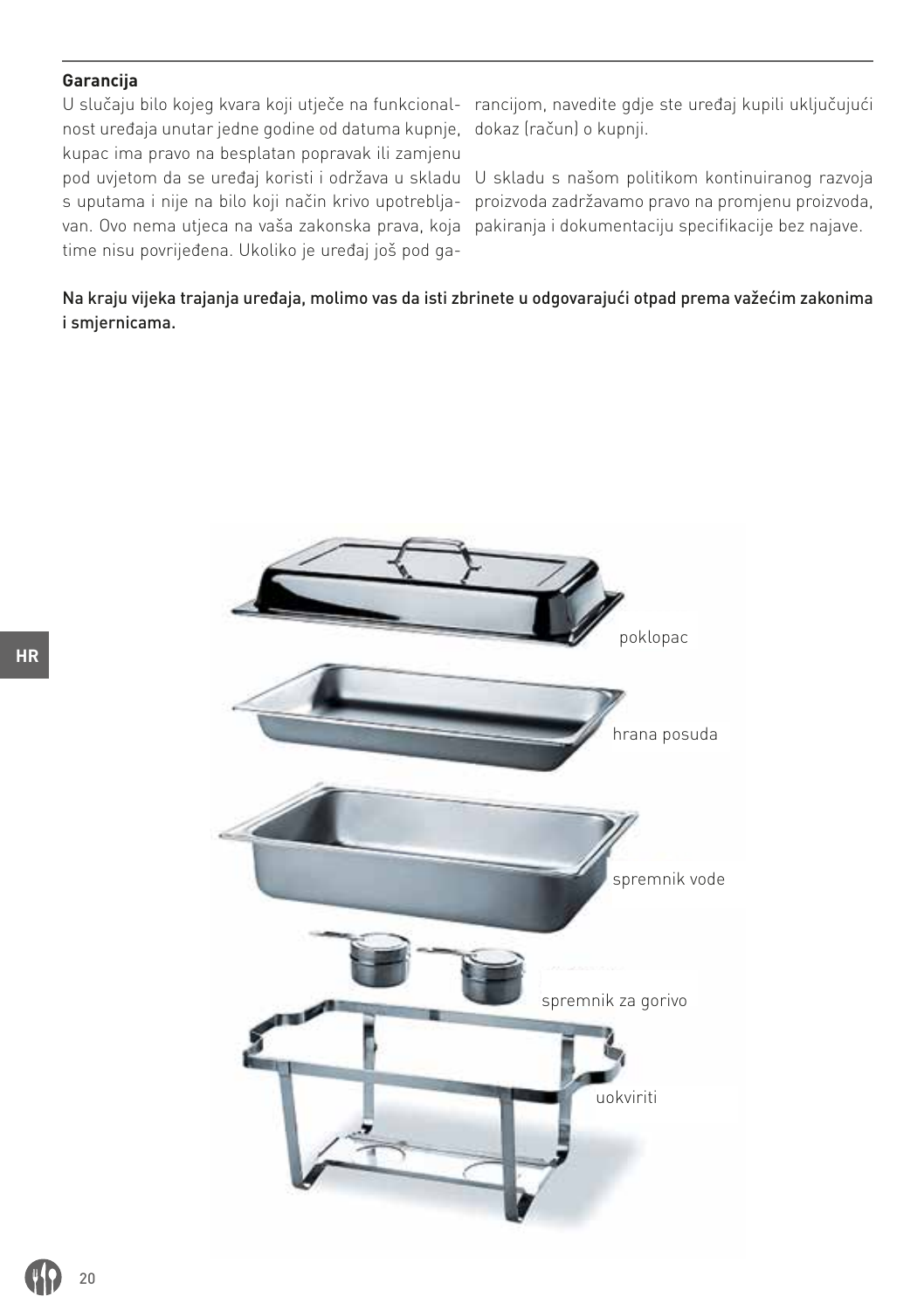## Garancija

U slučaju bilo kojeg kvara koji utječe na funkcionalnost uređaja unutar jedne godine od datuma kupnje, kupac ima pravo na besplatan popravak ili zamjenu pod uvjetom da se uređaj koristi i održava u skladu s uputama i nije na bilo koji način krivo upotrebljavan. Ovo nema utjeca na vaša zakonska prava, koja time nisu povrijeđena. Ukoliko je uređaj još pod garancijom, navedite gdje ste uređaj kupili uključujući dokaz (račun) o kupnji.

U skladu s našom politikom kontinuiranog razvoja proizvoda zadržavamo pravo na promjenu proizvoda, pakiranja i dokumentaciju specifikacije bez najave.

Na kraju vijeka trajanja uređaja, molimo vas da isti zbrinete u odgovarajući otpad prema važećim zakonima i smjernicama.

poklopac

hrana posuda

spremnik vode

spremnik za gorivo

uokviriti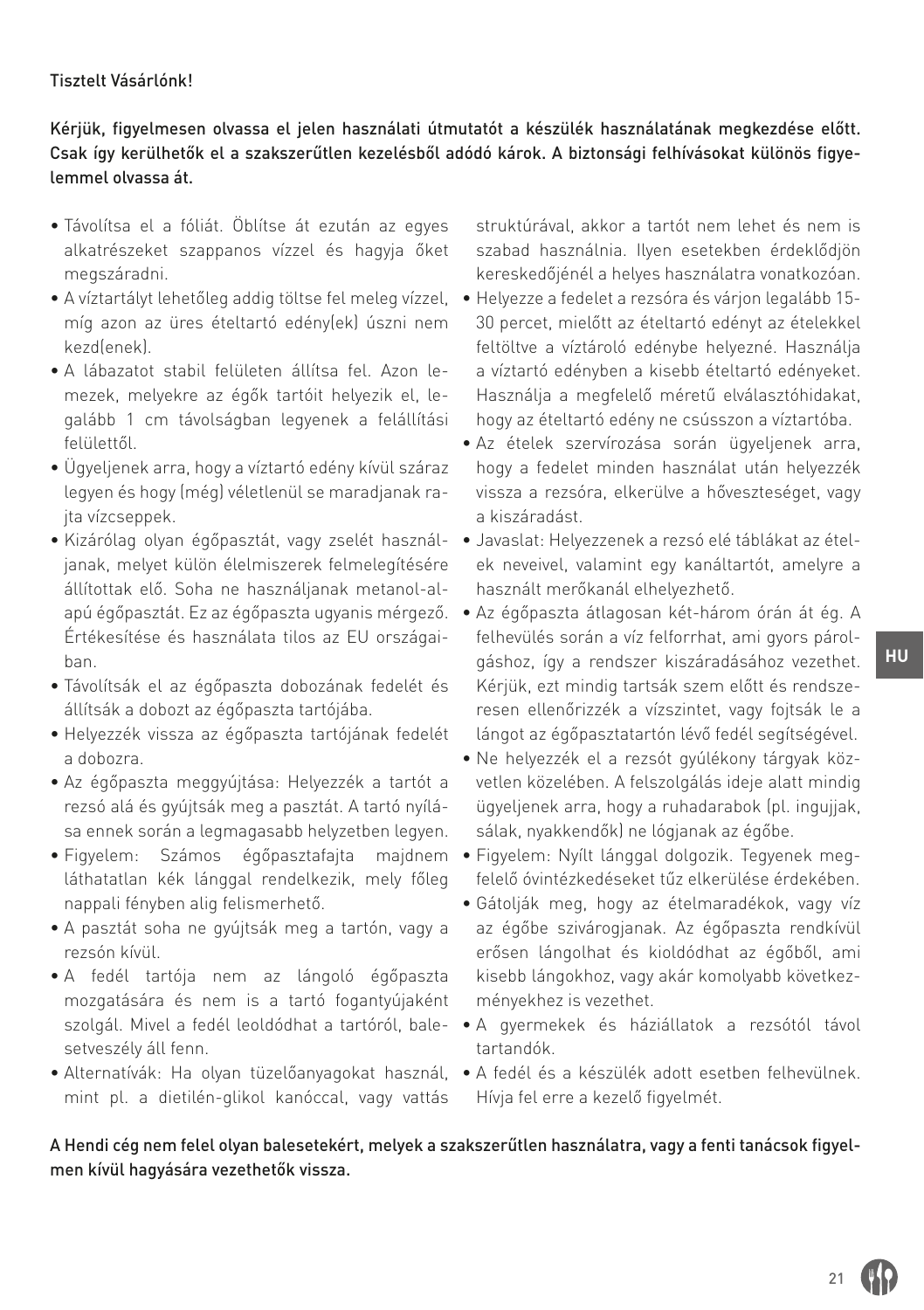Tisztelt Vásárlónk!

**Kérjük, figyelmesen olvassa el jelen használati útmutatót a készülék használatának megkezdése előtt. Csak így kerülhetők el a szakszerűtlen kezelésből adódó károk. A biztonsági felhívásokat különös figyelemmel olvassa át.**

- Távolítsa el a fóliát. Öblítse át ezután az egyes alkatrészeket szappanos vízzel és hagyja őket megszáradni.
- A víztartályt lehetőleg addig töltse fel meleg vízzel, míg azon az üres ételtartó edény(ek) úszni nem kezd(enek).
- A lábazatot stabil felületen állítsa fel. Azon lemezek, melyekre az égők tartóit helyezik el, legalább 1 cm távolságban legyenek a felállítási felülettől.
- Ügyeljenek arra, hogy a víztartó edény kívül száraz legyen és hogy (még) véletlenül se maradjanak rajta vízcseppek.
- Kizárólag olyan égőpasztát, vagy zselét használjanak, melyet külön élelmiszerek felmelegítésére állítottak elő. Soha ne használjanak metanol-alapú égőpasztát. Ez az égőpaszta ugyanis mérgező. Értékesítése és használata tilos az EU országaiban.
- Távolítsák el az égőpaszta dobozának fedelét és állítsák a dobozt az égőpaszta tartójába.
- Helyezzék vissza az égőpaszta tartójának fedelét a dobozra.
- Az égőpaszta meggyújtása: Helyezzék a tartót a rezsó alá és gyújtsák meg a pasztát. A tartó nyílása ennek során a legmagasabb helyzetben legyen.
- Figyelem: Számos égőpasztafajta majdnem láthatatlan kék lánggal rendelkezik, mely főleg nappali fényben alig felismerhető.
- A pasztát soha ne gyújtsák meg a tartón, vagy a rezsón kívül.
- A fedél tartója nem az lángoló égőpaszta mozgatására és nem is a tartó fogantyújaként szolgál. Mivel a fedél leoldódhat a tartóról, balesetveszély áll fenn.
- Alternatívák: Ha olyan tüzelőanyagokat használ, mint pl. a dietilén-glikol kanóccal, vagy vattás struktúrával, akkor a tartót nem lehet és nem is szabad használnia. Ilyen esetekben érdeklődjön kereskedőjénél a helyes használatra vonatkozóan.
- Helyezze a fedelet a rezsóra és várjon legalább 15-30 percet, mielőtt az ételtartó edényt az ételekkel feltöltve a víztároló edénybe helyezné. Használja a víztartó edényben a kisebb ételtartó edényeket. Használja a megfelelő méretű elválasztóhidakat, hogy az ételtartó edény ne csússzon a víztartóba.
- Az ételek szervírozása során ügyeljenek arra, hogy a fedelet minden használat után helyezzék vissza a rezsóra, elkerülve a hőveszteséget, vagy a kiszáradást.
- Javaslat: Helyezzenek a rezsó elé táblákat az ételek neveivel, valamint egy kanáltartót, amelyre a használt merőkanál elhelyezhető.
- Az égőpaszta átlagosan két-három órán át ég. A felhevülés során a víz felforrhat, ami gyors párolgáshoz, így a rendszer kiszáradásához vezethet. Kérjük, ezt mindig tartsák szem előtt és rendszeresen ellenőrizzék a vízszintet, vagy fojtsák le a lángot az égőpasztatartón lévő fedél segítségével.
- Ne helyezzék el a rezsót gyúlékony tárgyak közvetlen közelében. A felszolgálás ideje alatt mindig ügyeljenek arra, hogy a ruhadarabok (pl. ingujjak, sálak, nyakkendők) ne lógjanak az égőbe.
- Figyelem: Nyílt lánggal dolgozik. Tegyenek megfelelő óvintézkedéseket tűz elkerülése érdekében.
- Gátolják meg, hogy az ételmaradékok, vagy víz az égőbe szivárogjanak. Az égőpaszta rendkívül erősen lángolhat és kioldódhat az égőből, ami kisebb lángokhoz, vagy akár komolyabb következményekhez is vezethet.
- A gyermekek és háziállatok a rezsótól távol tartandók.
- A fedél és a készülék adott esetben felhevülnek. Hívja fel erre a kezelő figyelmét.

A Hendi cég nem felel olyan balesetekért, melyek a szakszerűtlen használatra, vagy a fenti tanácsok figyelmen kívül hagyására vezethetők vissza.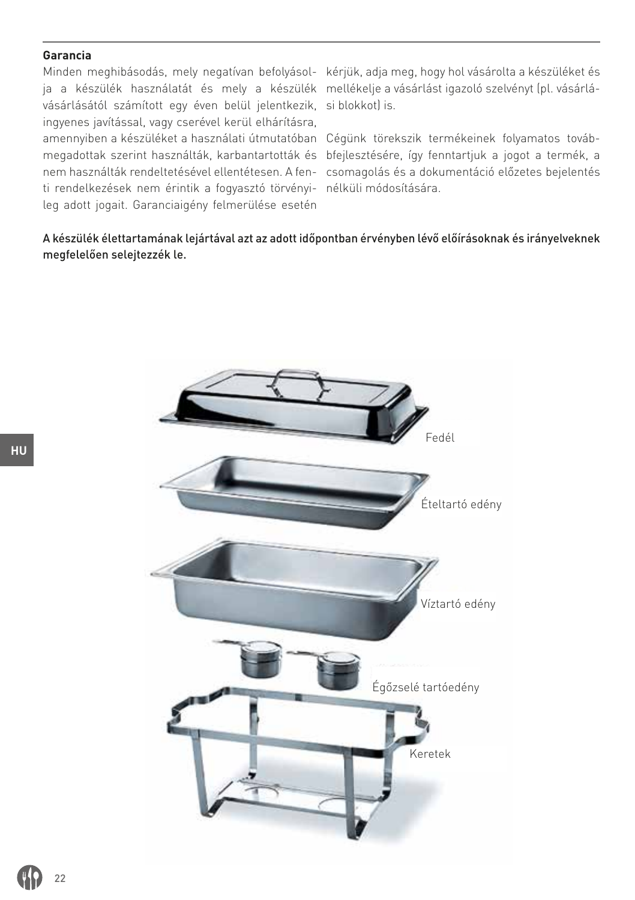## Garancia

Minden meghibásodás, mely negatívan befolyásolja a készülék használatát és mely a készülék vásárlásától számított egy éven belül jelentkezik, ingyenes javítással, vagy cserével kerül elhárításra, amennyiben a készüléket a használati útmutatóban megadottak szerint használták, karbantartották és nem használták rendeltetésével ellentétesen. A fenti rendelkezések nem érintik a fogyasztó törvényileg adott jogait. Garanciaigény felmerülése esetén kérjük, adja meg, hogy hol vásárolta a készüléket és mellékelje a vásárlást igazoló szelvényt (pl. vásárlási blokkot) is.

Cégünk törekszik termékeinek folyamatos továbbfejlesztésére, így fenntartjuk a jogot a termék, a csomagolás és a dokumentáció előzetes bejelentés nélküli módosítására.

A készülék élettartamának lejártával azt az adott időpontban érvényben lévő előírásoknak és irányelveknek megfelelően selejtezzék le.

Fedél

Ételtartó edény

Víztartó edény

Égőzselé tartóedény

Keretek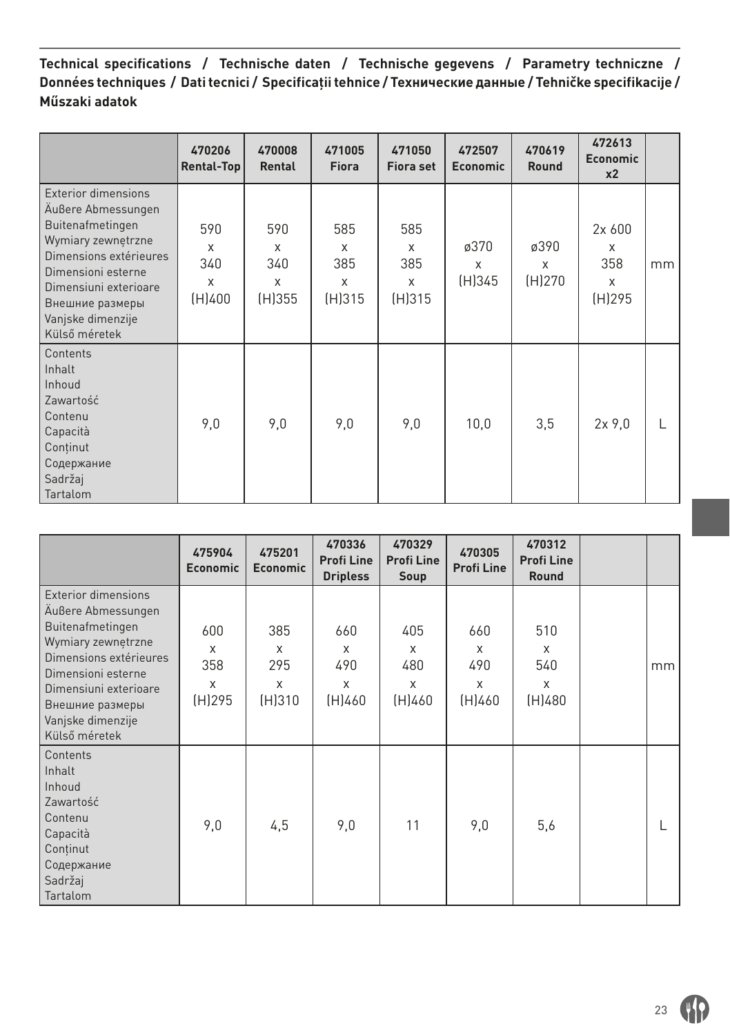**Technical specifications / Technische daten / Technische gegevens / Parametry techniczne / Données techniques / Dati tecnici / Specificații tehnice / Технические данные / Tehničke specifikacije / Műszaki adatok**

| | 470206 Rental-Top | 470008 Rental | 471005 Fiora | 471050 Fiora set | 472507 Economic | 470619 Round | 472613 Economic x2 | |
|---|---|---|---|---|---|---|---|---|
| Exterior dimensions<br>Äußere Abmessungen<br>Buitenafmetingen<br>Wymiary zewnętrzne<br>Dimensions extérieures<br>Dimensioni esterne<br>Dimensiuni exterioare<br>Внешние размеры<br>Vanjske dimenzije<br>Külső méretek | 590 x 340 x (H)400 | 590 x 340 x (H)355 | 585 x 385 x (H)315 | 585 x 385 x (H)315 | ø370 x (H)345 | ø390 x (H)270 | 2x 600 x 358 x (H)295 | mm |
| Contents<br>Inhalt<br>Inhoud<br>Zawartość<br>Contenu<br>Capacità<br>Conținut<br>Содержание<br>Sadržaj<br>Tartalom | 9,0 | 9,0 | 9,0 | 9,0 | 10,0 | 3,5 | 2x 9,0 | L |

| | 475904 Economic | 475201 Economic | 470336 Profi Line Dripless | 470329 Profi Line Soup | 470305 Profi Line | 470312 Profi Line Round | | |
|---|---|---|---|---|---|---|---|---|
| Exterior dimensions<br>Äußere Abmessungen<br>Buitenafmetingen<br>Wymiary zewnętrzne<br>Dimensions extérieures<br>Dimensioni esterne<br>Dimensiuni exterioare<br>Внешние размеры<br>Vanjske dimenzije<br>Külső méretek | 600 x 358 x (H)295 | 385 x 295 x (H)310 | 660 x 490 x (H)460 | 405 x 480 x (H)460 | 660 x 490 x (H)460 | 510 x 540 x (H)480 | | mm |
| Contents<br>Inhalt<br>Inhoud<br>Zawartość<br>Contenu<br>Capacità<br>Conținut<br>Содержание<br>Sadržaj<br>Tartalom | 9,0 | 4,5 | 9,0 | 11 | 9,0 | 5,6 | | L |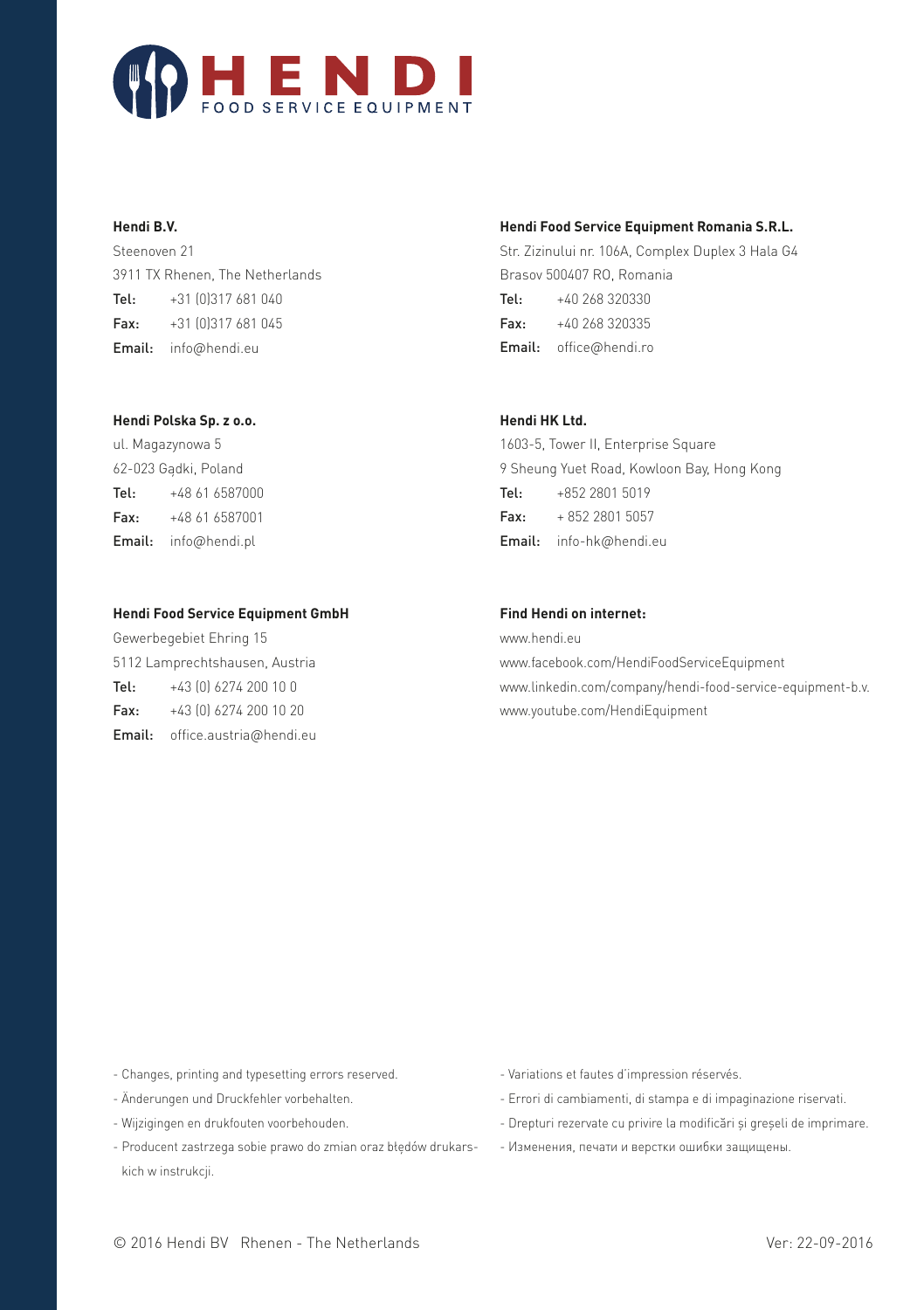HENDI
FOOD SERVICE EQUIPMENT

**Hendi B.V.**
Steenoven 21
3911 TX Rhenen, The Netherlands
**Tel:** +31 (0)317 681 040
**Fax:** +31 (0)317 681 045
**Email:** info@hendi.eu

**Hendi Polska Sp. z o.o.**
ul. Magazynowa 5
62-023 Gądki, Poland
**Tel:** +48 61 6587000
**Fax:** +48 61 6587001
**Email:** info@hendi.pl

**Hendi Food Service Equipment GmbH**
Gewerbegebiet Ehring 15
5112 Lamprechtshausen, Austria
**Tel:** +43 (0) 6274 200 10 0
**Fax:** +43 (0) 6274 200 10 20
**Email:** office.austria@hendi.eu

**Hendi Food Service Equipment Romania S.R.L.**
Str. Zizinului nr. 106A, Complex Duplex 3 Hala G4
Brasov 500407 RO, Romania
**Tel:** +40 268 320330
**Fax:** +40 268 320335
**Email:** office@hendi.ro

**Hendi HK Ltd.**
1603-5, Tower II, Enterprise Square
9 Sheung Yuet Road, Kowloon Bay, Hong Kong
**Tel:** +852 2801 5019
**Fax:** + 852 2801 5057
**Email:** info-hk@hendi.eu

**Find Hendi on internet:**
www.hendi.eu
www.facebook.com/HendiFoodServiceEquipment
www.linkedin.com/company/hendi-food-service-equipment-b.v.
www.youtube.com/HendiEquipment

- Changes, printing and typesetting errors reserved.
- Änderungen und Druckfehler vorbehalten.
- Wijzigingen en drukfouten voorbehouden.
- Producent zastrzega sobie prawo do zmian oraz błędów drukarskich w instrukcji.
- Variations et fautes d'impression réservés.
- Errori di cambiamenti, di stampa e di impaginazione riservati.
- Drepturi rezervate cu privire la modificări și greșeli de imprimare.
- Изменения, печати и верстки ошибки защищены.

© 2016 Hendi BV Rhenen - The Netherlands

Ver: 22-09-2016